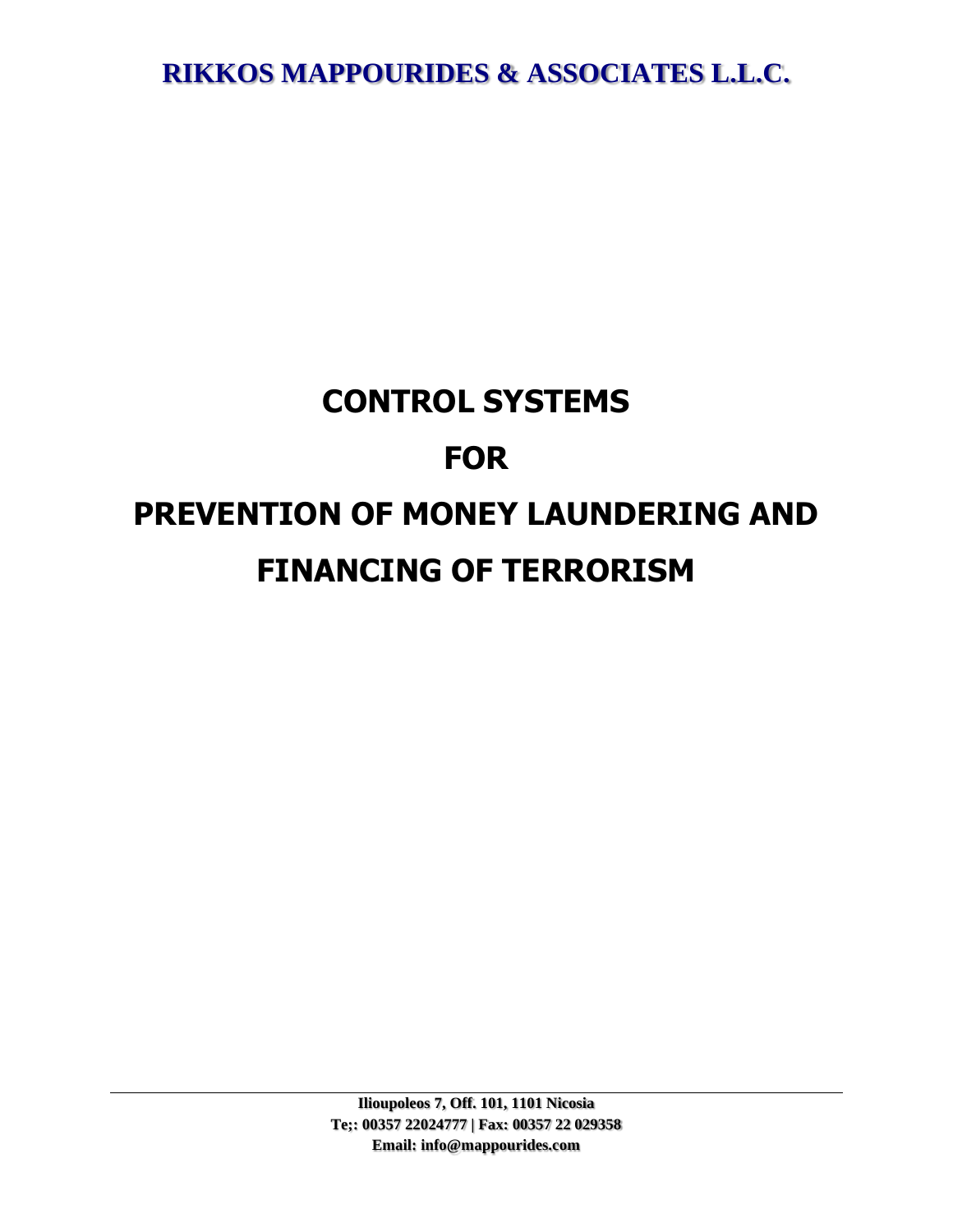**RIKKOS MAPPOURIDES & ASSOCIATES L.L.C.**

# CONTROL SYSTEMS

# FOR

# PREVENTION OF MONEY LAUNDERING AND FINANCING OF TERRORISM

**Ilioupoleos 7, Off. 101, 1101 Nicosia**
**Te;: 00357 22024777 | Fax: 00357 22 029358**
**Email: info@mappourides.com**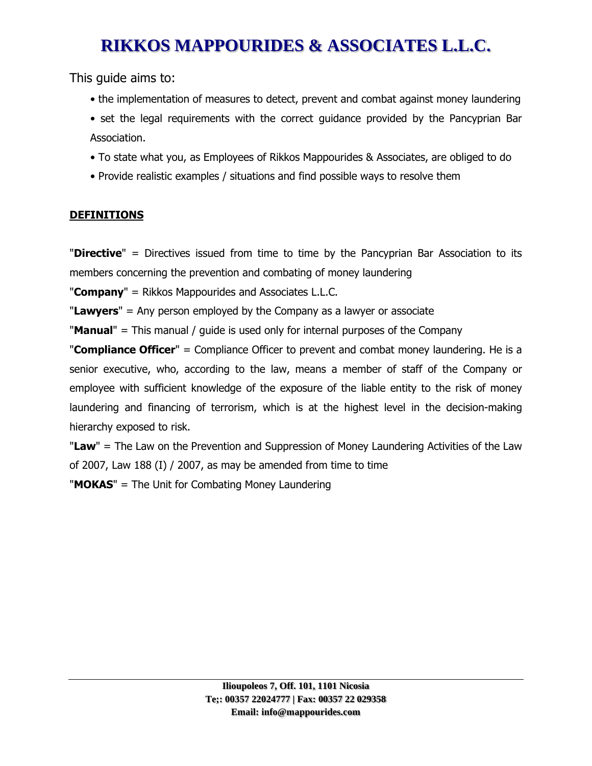This guide aims to:

- the implementation of measures to detect, prevent and combat against money laundering
- set the legal requirements with the correct guidance provided by the Pancyprian Bar Association.
- To state what you, as Employees of Rikkos Mappourides & Associates, are obliged to do
- Provide realistic examples / situations and find possible ways to resolve them

**DEFINITIONS**

"**Directive**" = Directives issued from time to time by the Pancyprian Bar Association to its members concerning the prevention and combating of money laundering

"**Company**" = Rikkos Mappourides and Associates L.L.C.

"**Lawyers**" = Any person employed by the Company as a lawyer or associate

"**Manual**" = This manual / guide is used only for internal purposes of the Company

"**Compliance Officer**" = Compliance Officer to prevent and combat money laundering. He is a senior executive, who, according to the law, means a member of staff of the Company or employee with sufficient knowledge of the exposure of the liable entity to the risk of money laundering and financing of terrorism, which is at the highest level in the decision-making hierarchy exposed to risk.

"**Law**" = The Law on the Prevention and Suppression of Money Laundering Activities of the Law of 2007, Law 188 (I) / 2007, as may be amended from time to time

"**MOKAS**" = The Unit for Combating Money Laundering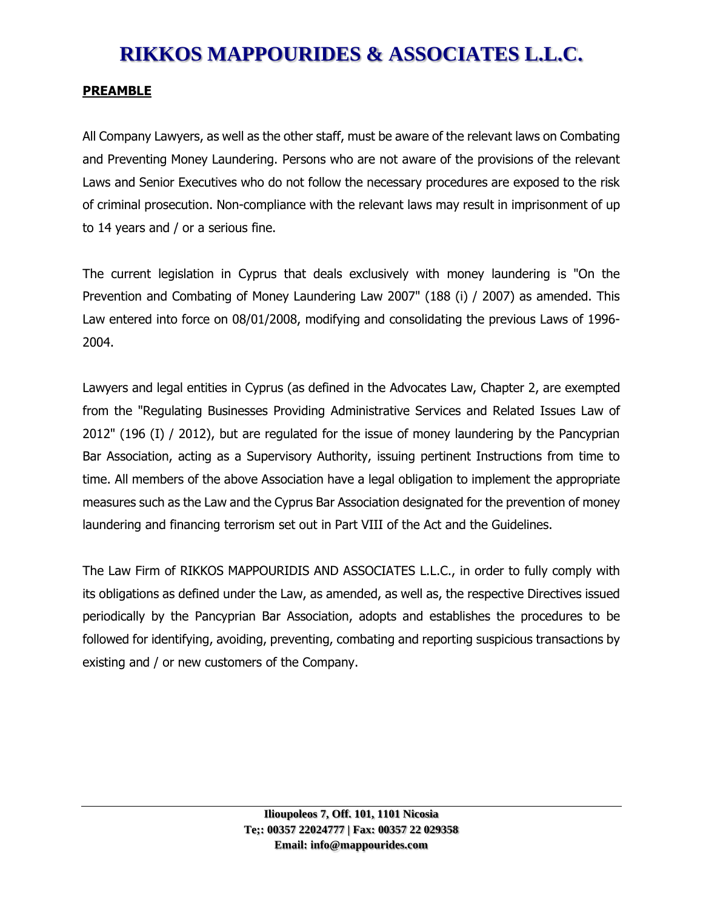## PREAMBLE

All Company Lawyers, as well as the other staff, must be aware of the relevant laws on Combating and Preventing Money Laundering. Persons who are not aware of the provisions of the relevant Laws and Senior Executives who do not follow the necessary procedures are exposed to the risk of criminal prosecution. Non-compliance with the relevant laws may result in imprisonment of up to 14 years and / or a serious fine.

The current legislation in Cyprus that deals exclusively with money laundering is "On the Prevention and Combating of Money Laundering Law 2007" (188 (i) / 2007) as amended. This Law entered into force on 08/01/2008, modifying and consolidating the previous Laws of 1996-2004.

Lawyers and legal entities in Cyprus (as defined in the Advocates Law, Chapter 2, are exempted from the "Regulating Businesses Providing Administrative Services and Related Issues Law of 2012" (196 (I) / 2012), but are regulated for the issue of money laundering by the Pancyprian Bar Association, acting as a Supervisory Authority, issuing pertinent Instructions from time to time. All members of the above Association have a legal obligation to implement the appropriate measures such as the Law and the Cyprus Bar Association designated for the prevention of money laundering and financing terrorism set out in Part VIII of the Act and the Guidelines.

The Law Firm of RIKKOS MAPPOURIDIS AND ASSOCIATES L.L.C., in order to fully comply with its obligations as defined under the Law, as amended, as well as, the respective Directives issued periodically by the Pancyprian Bar Association, adopts and establishes the procedures to be followed for identifying, avoiding, preventing, combating and reporting suspicious transactions by existing and / or new customers of the Company.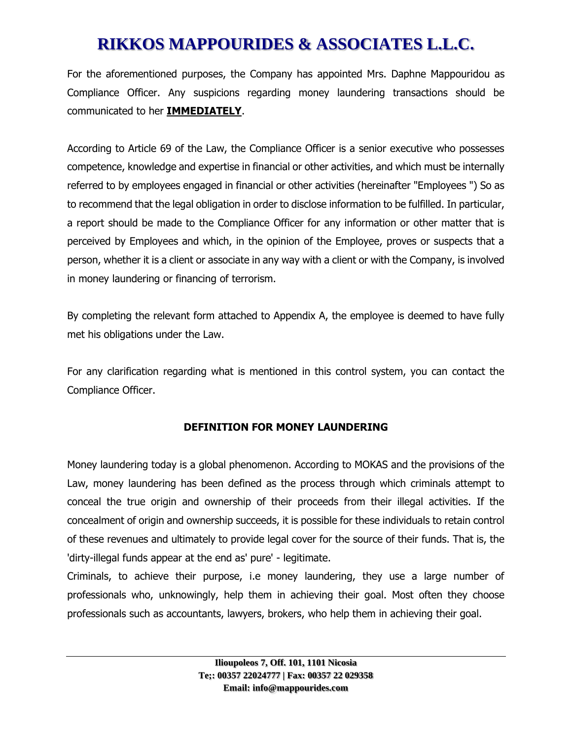For the aforementioned purposes, the Company has appointed Mrs. Daphne Mappouridou as Compliance Officer. Any suspicions regarding money laundering transactions should be communicated to her **IMMEDIATELY**.

According to Article 69 of the Law, the Compliance Officer is a senior executive who possesses competence, knowledge and expertise in financial or other activities, and which must be internally referred to by employees engaged in financial or other activities (hereinafter "Employees ") So as to recommend that the legal obligation in order to disclose information to be fulfilled. In particular, a report should be made to the Compliance Officer for any information or other matter that is perceived by Employees and which, in the opinion of the Employee, proves or suspects that a person, whether it is a client or associate in any way with a client or with the Company, is involved in money laundering or financing of terrorism.

By completing the relevant form attached to Appendix A, the employee is deemed to have fully met his obligations under the Law.

For any clarification regarding what is mentioned in this control system, you can contact the Compliance Officer.

## DEFINITION FOR MONEY LAUNDERING

Money laundering today is a global phenomenon. According to MOKAS and the provisions of the Law, money laundering has been defined as the process through which criminals attempt to conceal the true origin and ownership of their proceeds from their illegal activities. If the concealment of origin and ownership succeeds, it is possible for these individuals to retain control of these revenues and ultimately to provide legal cover for the source of their funds. That is, the 'dirty-illegal funds appear at the end as' pure' - legitimate.
Criminals, to achieve their purpose, i.e money laundering, they use a large number of professionals who, unknowingly, help them in achieving their goal. Most often they choose professionals such as accountants, lawyers, brokers, who help them in achieving their goal.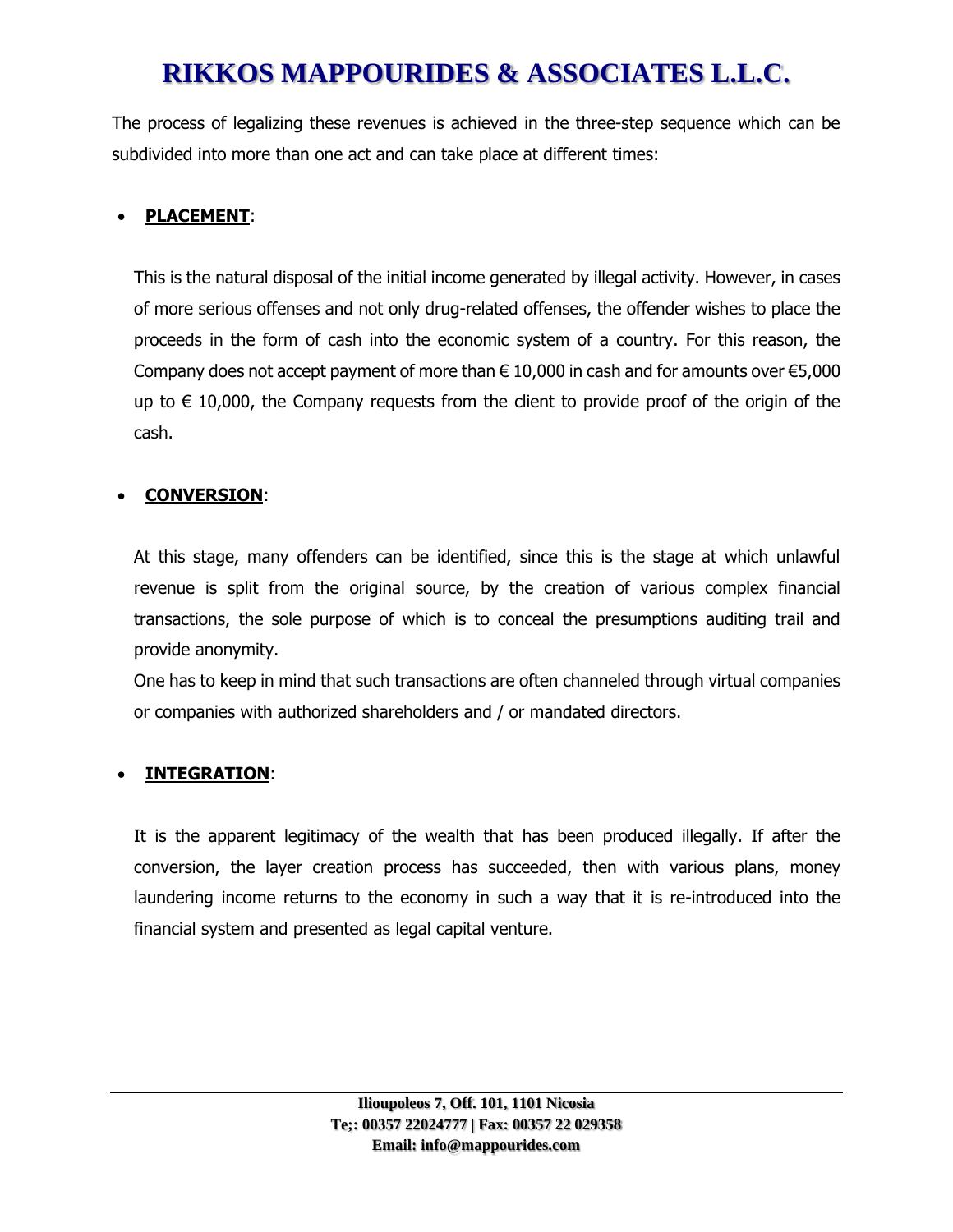The process of legalizing these revenues is achieved in the three-step sequence which can be subdivided into more than one act and can take place at different times:

- **PLACEMENT**:

  This is the natural disposal of the initial income generated by illegal activity. However, in cases of more serious offenses and not only drug-related offenses, the offender wishes to place the proceeds in the form of cash into the economic system of a country. For this reason, the Company does not accept payment of more than € 10,000 in cash and for amounts over €5,000 up to € 10,000, the Company requests from the client to provide proof of the origin of the cash.

- **CONVERSION**:

  At this stage, many offenders can be identified, since this is the stage at which unlawful revenue is split from the original source, by the creation of various complex financial transactions, the sole purpose of which is to conceal the presumptions auditing trail and provide anonymity.

  One has to keep in mind that such transactions are often channeled through virtual companies or companies with authorized shareholders and / or mandated directors.

- **INTEGRATION**:

  It is the apparent legitimacy of the wealth that has been produced illegally. If after the conversion, the layer creation process has succeeded, then with various plans, money laundering income returns to the economy in such a way that it is re-introduced into the financial system and presented as legal capital venture.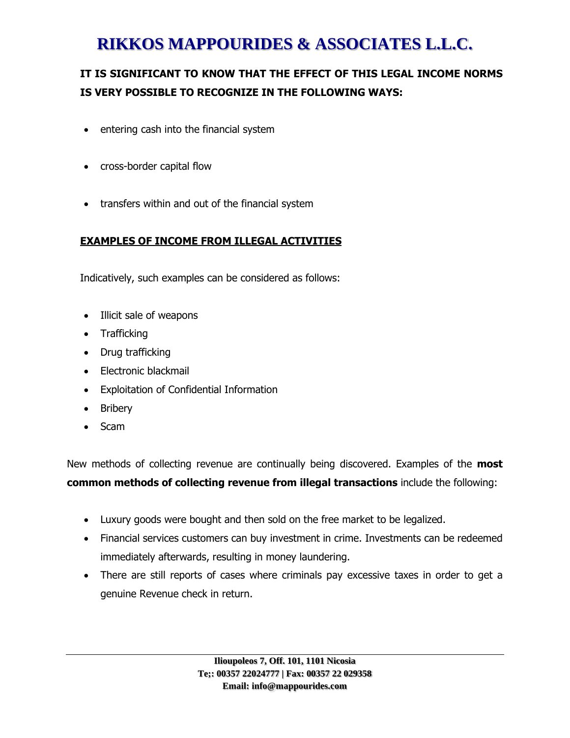**IT IS SIGNIFICANT TO KNOW THAT THE EFFECT OF THIS LEGAL INCOME NORMS IS VERY POSSIBLE TO RECOGNIZE IN THE FOLLOWING WAYS:**

- entering cash into the financial system
- cross-border capital flow
- transfers within and out of the financial system

**EXAMPLES OF INCOME FROM ILLEGAL ACTIVITIES**

Indicatively, such examples can be considered as follows:

- Illicit sale of weapons
- Trafficking
- Drug trafficking
- Electronic blackmail
- Exploitation of Confidential Information
- Bribery
- Scam

New methods of collecting revenue are continually being discovered. Examples of the **most common methods of collecting revenue from illegal transactions** include the following:

- Luxury goods were bought and then sold on the free market to be legalized.
- Financial services customers can buy investment in crime. Investments can be redeemed immediately afterwards, resulting in money laundering.
- There are still reports of cases where criminals pay excessive taxes in order to get a genuine Revenue check in return.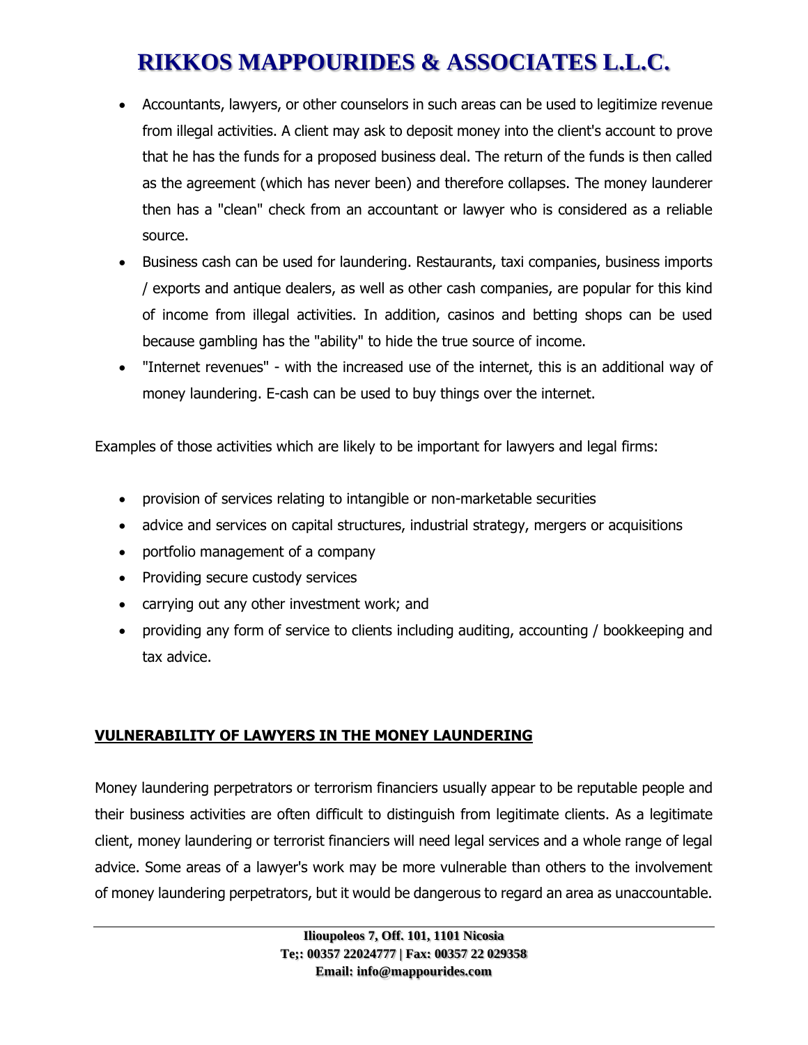- Accountants, lawyers, or other counselors in such areas can be used to legitimize revenue from illegal activities. A client may ask to deposit money into the client's account to prove that he has the funds for a proposed business deal. The return of the funds is then called as the agreement (which has never been) and therefore collapses. The money launderer then has a "clean" check from an accountant or lawyer who is considered as a reliable source.
- Business cash can be used for laundering. Restaurants, taxi companies, business imports / exports and antique dealers, as well as other cash companies, are popular for this kind of income from illegal activities. In addition, casinos and betting shops can be used because gambling has the "ability" to hide the true source of income.
- "Internet revenues" - with the increased use of the internet, this is an additional way of money laundering. E-cash can be used to buy things over the internet.

Examples of those activities which are likely to be important for lawyers and legal firms:

- provision of services relating to intangible or non-marketable securities
- advice and services on capital structures, industrial strategy, mergers or acquisitions
- portfolio management of a company
- Providing secure custody services
- carrying out any other investment work; and
- providing any form of service to clients including auditing, accounting / bookkeeping and tax advice.

## VULNERABILITY OF LAWYERS IN THE MONEY LAUNDERING

Money laundering perpetrators or terrorism financiers usually appear to be reputable people and their business activities are often difficult to distinguish from legitimate clients. As a legitimate client, money laundering or terrorist financiers will need legal services and a whole range of legal advice. Some areas of a lawyer's work may be more vulnerable than others to the involvement of money laundering perpetrators, but it would be dangerous to regard an area as unaccountable.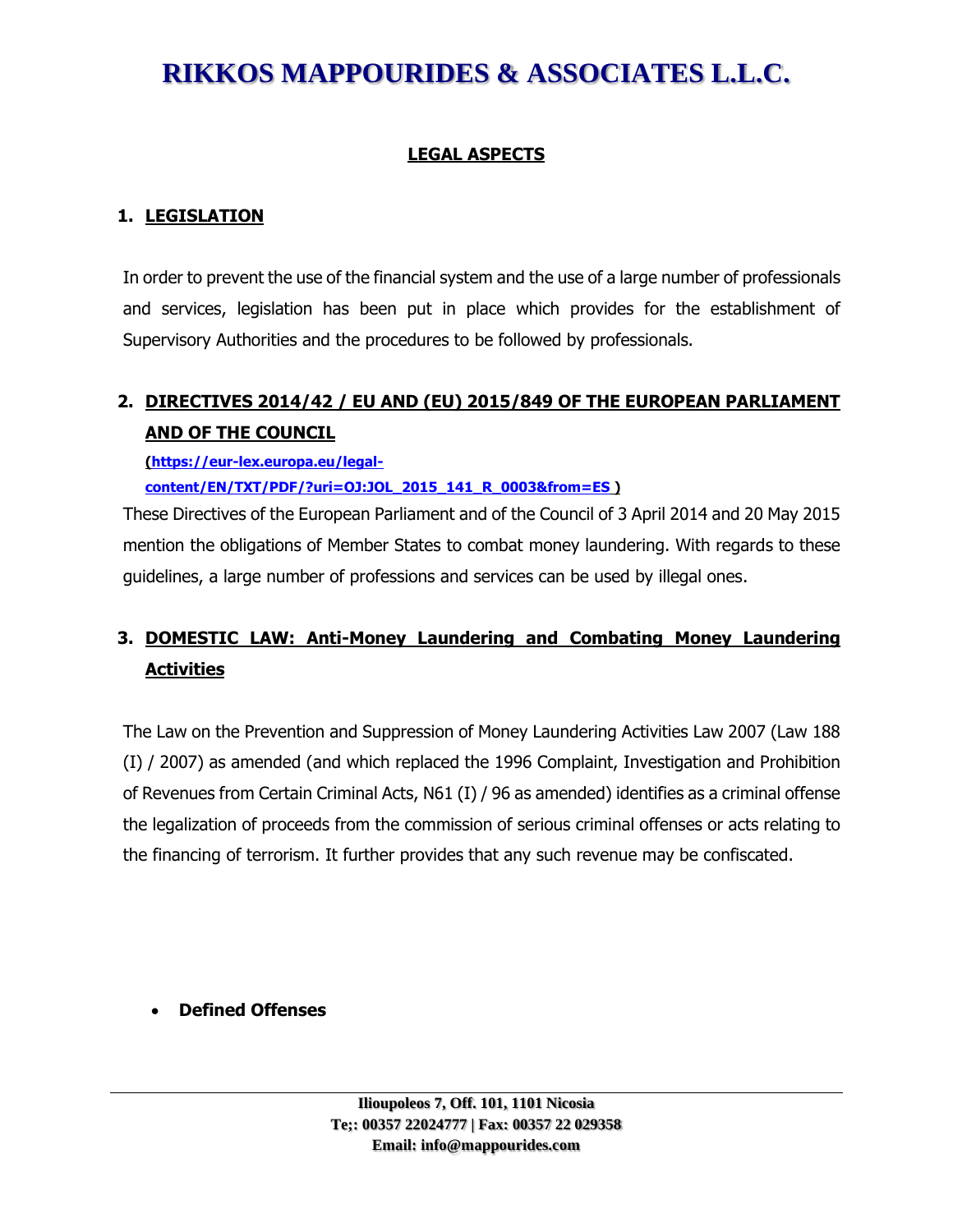## LEGAL ASPECTS

### 1. LEGISLATION

In order to prevent the use of the financial system and the use of a large number of professionals and services, legislation has been put in place which provides for the establishment of Supervisory Authorities and the procedures to be followed by professionals.

### 2. DIRECTIVES 2014/42 / EU AND (EU) 2015/849 OF THE EUROPEAN PARLIAMENT AND OF THE COUNCIL

(https://eur-lex.europa.eu/legal-content/EN/TXT/PDF/?uri=OJ:JOL_2015_141_R_0003&from=ES )

These Directives of the European Parliament and of the Council of 3 April 2014 and 20 May 2015 mention the obligations of Member States to combat money laundering. With regards to these guidelines, a large number of professions and services can be used by illegal ones.

### 3. DOMESTIC LAW: Anti-Money Laundering and Combating Money Laundering Activities

The Law on the Prevention and Suppression of Money Laundering Activities Law 2007 (Law 188 (I) / 2007) as amended (and which replaced the 1996 Complaint, Investigation and Prohibition of Revenues from Certain Criminal Acts, N61 (I) / 96 as amended) identifies as a criminal offense the legalization of proceeds from the commission of serious criminal offenses or acts relating to the financing of terrorism. It further provides that any such revenue may be confiscated.

- **Defined Offenses**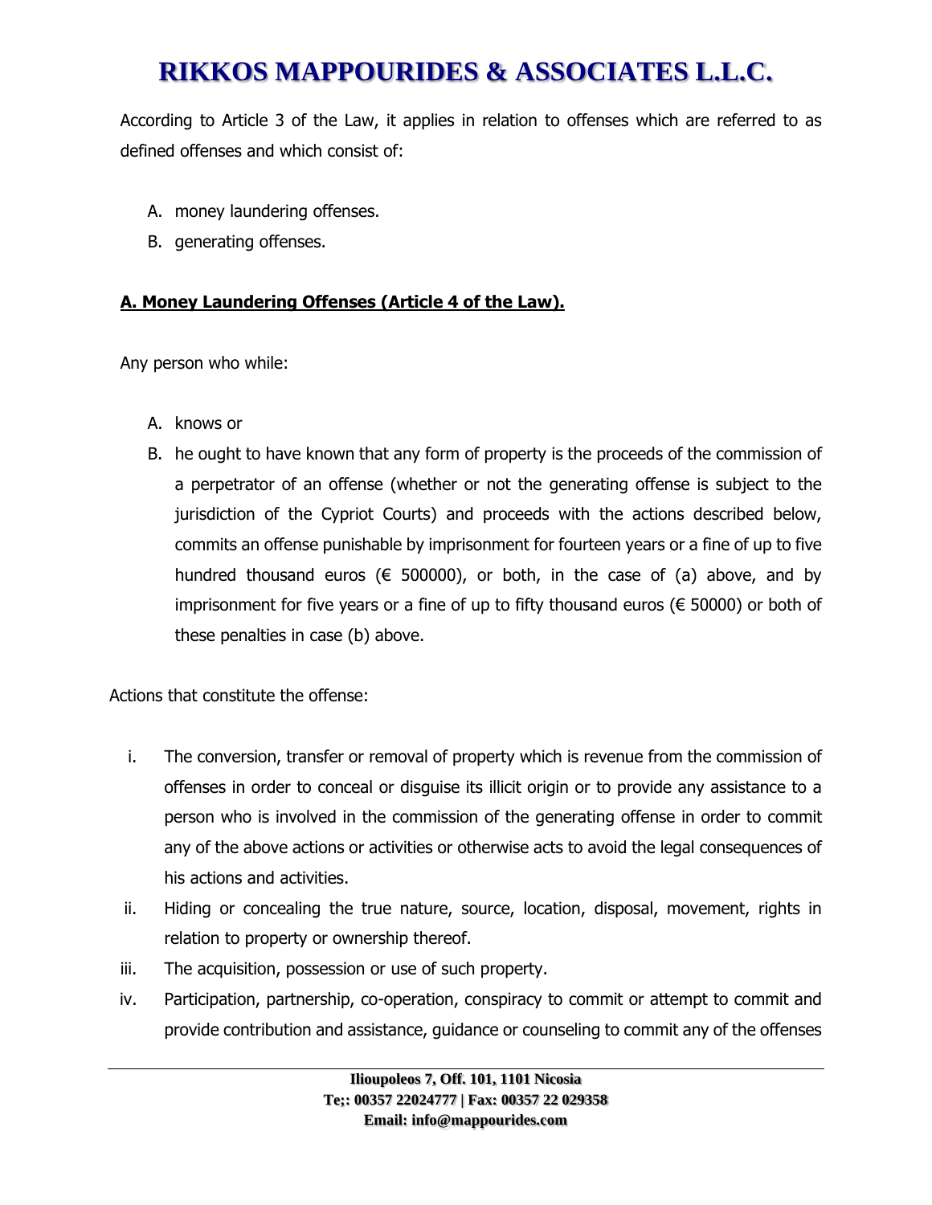According to Article 3 of the Law, it applies in relation to offenses which are referred to as defined offenses and which consist of:

A. money laundering offenses.
B. generating offenses.

**A. Money Laundering Offenses (Article 4 of the Law).**

Any person who while:

A. knows or
B. he ought to have known that any form of property is the proceeds of the commission of a perpetrator of an offense (whether or not the generating offense is subject to the jurisdiction of the Cypriot Courts) and proceeds with the actions described below, commits an offense punishable by imprisonment for fourteen years or a fine of up to five hundred thousand euros (€ 500000), or both, in the case of (a) above, and by imprisonment for five years or a fine of up to fifty thousand euros (€ 50000) or both of these penalties in case (b) above.

Actions that constitute the offense:

i. The conversion, transfer or removal of property which is revenue from the commission of offenses in order to conceal or disguise its illicit origin or to provide any assistance to a person who is involved in the commission of the generating offense in order to commit any of the above actions or activities or otherwise acts to avoid the legal consequences of his actions and activities.
ii. Hiding or concealing the true nature, source, location, disposal, movement, rights in relation to property or ownership thereof.
iii. The acquisition, possession or use of such property.
iv. Participation, partnership, co-operation, conspiracy to commit or attempt to commit and provide contribution and assistance, guidance or counseling to commit any of the offenses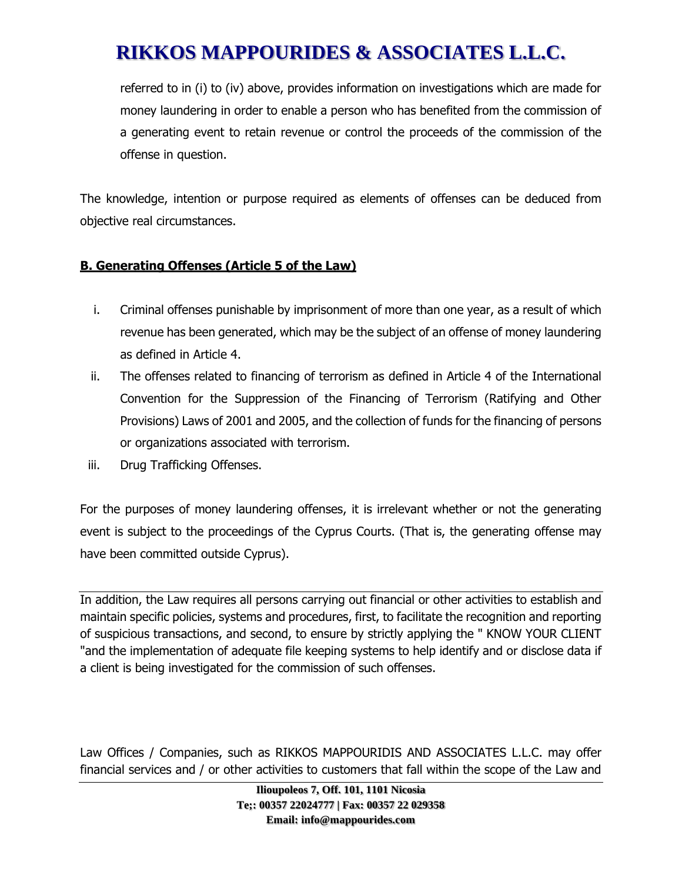referred to in (i) to (iv) above, provides information on investigations which are made for money laundering in order to enable a person who has benefited from the commission of a generating event to retain revenue or control the proceeds of the commission of the offense in question.

The knowledge, intention or purpose required as elements of offenses can be deduced from objective real circumstances.

**B. Generating Offenses (Article 5 of the Law)**

i. Criminal offenses punishable by imprisonment of more than one year, as a result of which revenue has been generated, which may be the subject of an offense of money laundering as defined in Article 4.
ii. The offenses related to financing of terrorism as defined in Article 4 of the International Convention for the Suppression of the Financing of Terrorism (Ratifying and Other Provisions) Laws of 2001 and 2005, and the collection of funds for the financing of persons or organizations associated with terrorism.
iii. Drug Trafficking Offenses.

For the purposes of money laundering offenses, it is irrelevant whether or not the generating event is subject to the proceedings of the Cyprus Courts. (That is, the generating offense may have been committed outside Cyprus).

In addition, the Law requires all persons carrying out financial or other activities to establish and maintain specific policies, systems and procedures, first, to facilitate the recognition and reporting of suspicious transactions, and second, to ensure by strictly applying the " KNOW YOUR CLIENT "and the implementation of adequate file keeping systems to help identify and or disclose data if a client is being investigated for the commission of such offenses.

Law Offices / Companies, such as RIKKOS MAPPOURIDIS AND ASSOCIATES L.L.C. may offer financial services and / or other activities to customers that fall within the scope of the Law and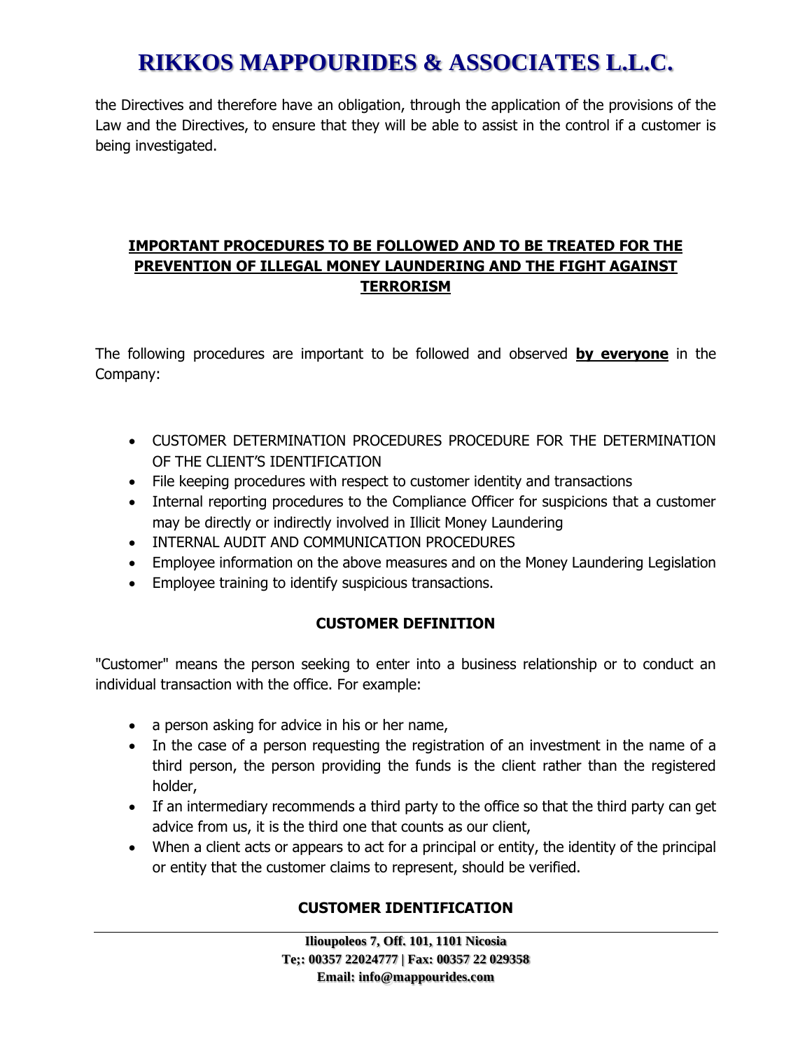the Directives and therefore have an obligation, through the application of the provisions of the Law and the Directives, to ensure that they will be able to assist in the control if a customer is being investigated.

## IMPORTANT PROCEDURES TO BE FOLLOWED AND TO BE TREATED FOR THE PREVENTION OF ILLEGAL MONEY LAUNDERING AND THE FIGHT AGAINST TERRORISM

The following procedures are important to be followed and observed **by everyone** in the Company:

- CUSTOMER DETERMINATION PROCEDURES PROCEDURE FOR THE DETERMINATION OF THE CLIENT'S IDENTIFICATION
- File keeping procedures with respect to customer identity and transactions
- Internal reporting procedures to the Compliance Officer for suspicions that a customer may be directly or indirectly involved in Illicit Money Laundering
- INTERNAL AUDIT AND COMMUNICATION PROCEDURES
- Employee information on the above measures and on the Money Laundering Legislation
- Employee training to identify suspicious transactions.

### CUSTOMER DEFINITION

"Customer" means the person seeking to enter into a business relationship or to conduct an individual transaction with the office. For example:

- a person asking for advice in his or her name,
- In the case of a person requesting the registration of an investment in the name of a third person, the person providing the funds is the client rather than the registered holder,
- If an intermediary recommends a third party to the office so that the third party can get advice from us, it is the third one that counts as our client,
- When a client acts or appears to act for a principal or entity, the identity of the principal or entity that the customer claims to represent, should be verified.

### CUSTOMER IDENTIFICATION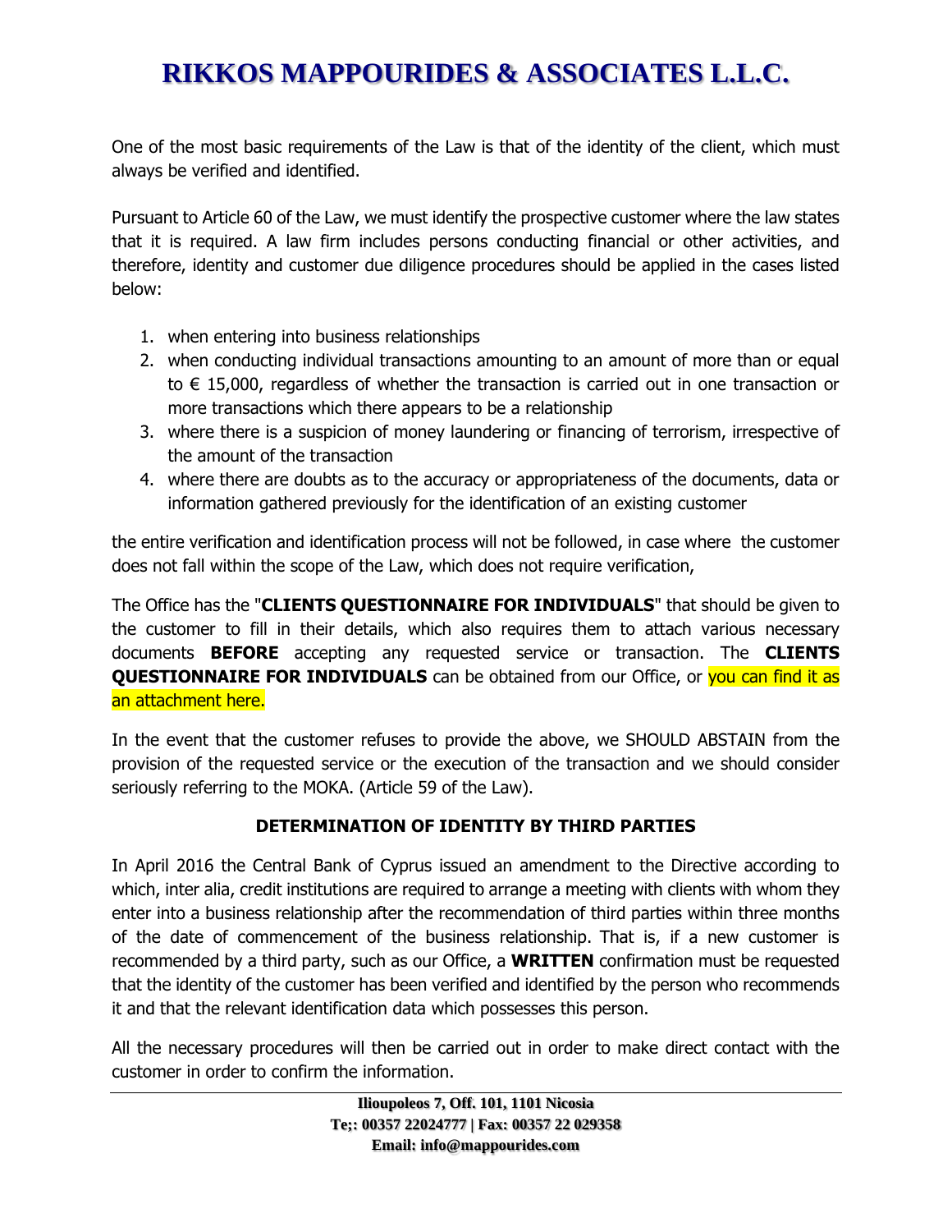One of the most basic requirements of the Law is that of the identity of the client, which must always be verified and identified.

Pursuant to Article 60 of the Law, we must identify the prospective customer where the law states that it is required. A law firm includes persons conducting financial or other activities, and therefore, identity and customer due diligence procedures should be applied in the cases listed below:

1. when entering into business relationships
2. when conducting individual transactions amounting to an amount of more than or equal to € 15,000, regardless of whether the transaction is carried out in one transaction or more transactions which there appears to be a relationship
3. where there is a suspicion of money laundering or financing of terrorism, irrespective of the amount of the transaction
4. where there are doubts as to the accuracy or appropriateness of the documents, data or information gathered previously for the identification of an existing customer

the entire verification and identification process will not be followed, in case where the customer does not fall within the scope of the Law, which does not require verification,

The Office has the "**CLIENTS QUESTIONNAIRE FOR INDIVIDUALS**" that should be given to the customer to fill in their details, which also requires them to attach various necessary documents **BEFORE** accepting any requested service or transaction. The **CLIENTS QUESTIONNAIRE FOR INDIVIDUALS** can be obtained from our Office, or you can find it as an attachment here.

In the event that the customer refuses to provide the above, we SHOULD ABSTAIN from the provision of the requested service or the execution of the transaction and we should consider seriously referring to the MOKA. (Article 59 of the Law).

**DETERMINATION OF IDENTITY BY THIRD PARTIES**

In April 2016 the Central Bank of Cyprus issued an amendment to the Directive according to which, inter alia, credit institutions are required to arrange a meeting with clients with whom they enter into a business relationship after the recommendation of third parties within three months of the date of commencement of the business relationship. That is, if a new customer is recommended by a third party, such as our Office, a **WRITTEN** confirmation must be requested that the identity of the customer has been verified and identified by the person who recommends it and that the relevant identification data which possesses this person.

All the necessary procedures will then be carried out in order to make direct contact with the customer in order to confirm the information.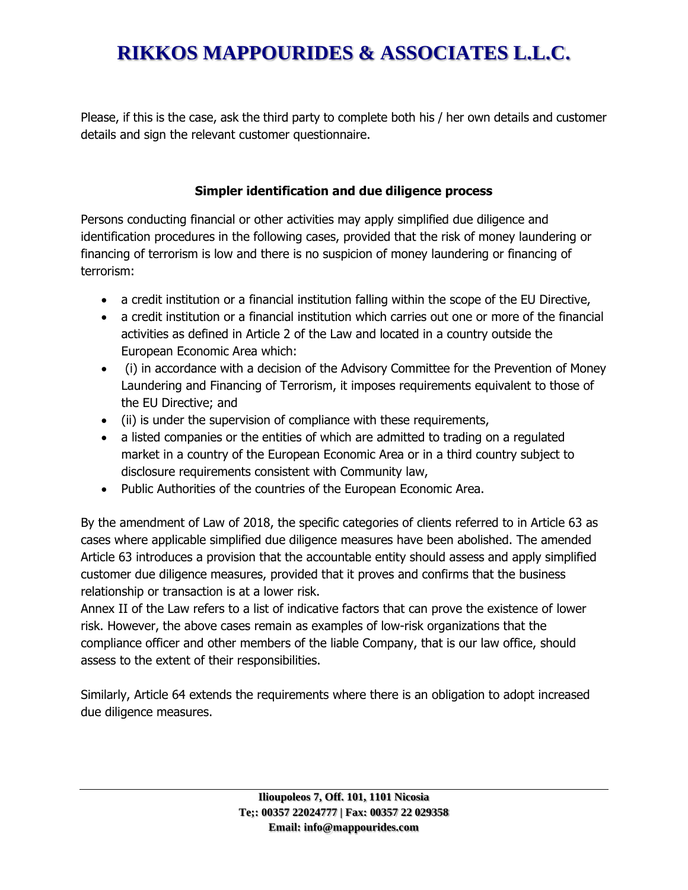Please, if this is the case, ask the third party to complete both his / her own details and customer details and sign the relevant customer questionnaire.

**Simpler identification and due diligence process**

Persons conducting financial or other activities may apply simplified due diligence and identification procedures in the following cases, provided that the risk of money laundering or financing of terrorism is low and there is no suspicion of money laundering or financing of terrorism:

- a credit institution or a financial institution falling within the scope of the EU Directive,
- a credit institution or a financial institution which carries out one or more of the financial activities as defined in Article 2 of the Law and located in a country outside the European Economic Area which:
- (i) in accordance with a decision of the Advisory Committee for the Prevention of Money Laundering and Financing of Terrorism, it imposes requirements equivalent to those of the EU Directive; and
- (ii) is under the supervision of compliance with these requirements,
- a listed companies or the entities of which are admitted to trading on a regulated market in a country of the European Economic Area or in a third country subject to disclosure requirements consistent with Community law,
- Public Authorities of the countries of the European Economic Area.

By the amendment of Law of 2018, the specific categories of clients referred to in Article 63 as cases where applicable simplified due diligence measures have been abolished. The amended Article 63 introduces a provision that the accountable entity should assess and apply simplified customer due diligence measures, provided that it proves and confirms that the business relationship or transaction is at a lower risk.
Annex II of the Law refers to a list of indicative factors that can prove the existence of lower risk. However, the above cases remain as examples of low-risk organizations that the compliance officer and other members of the liable Company, that is our law office, should assess to the extent of their responsibilities.

Similarly, Article 64 extends the requirements where there is an obligation to adopt increased due diligence measures.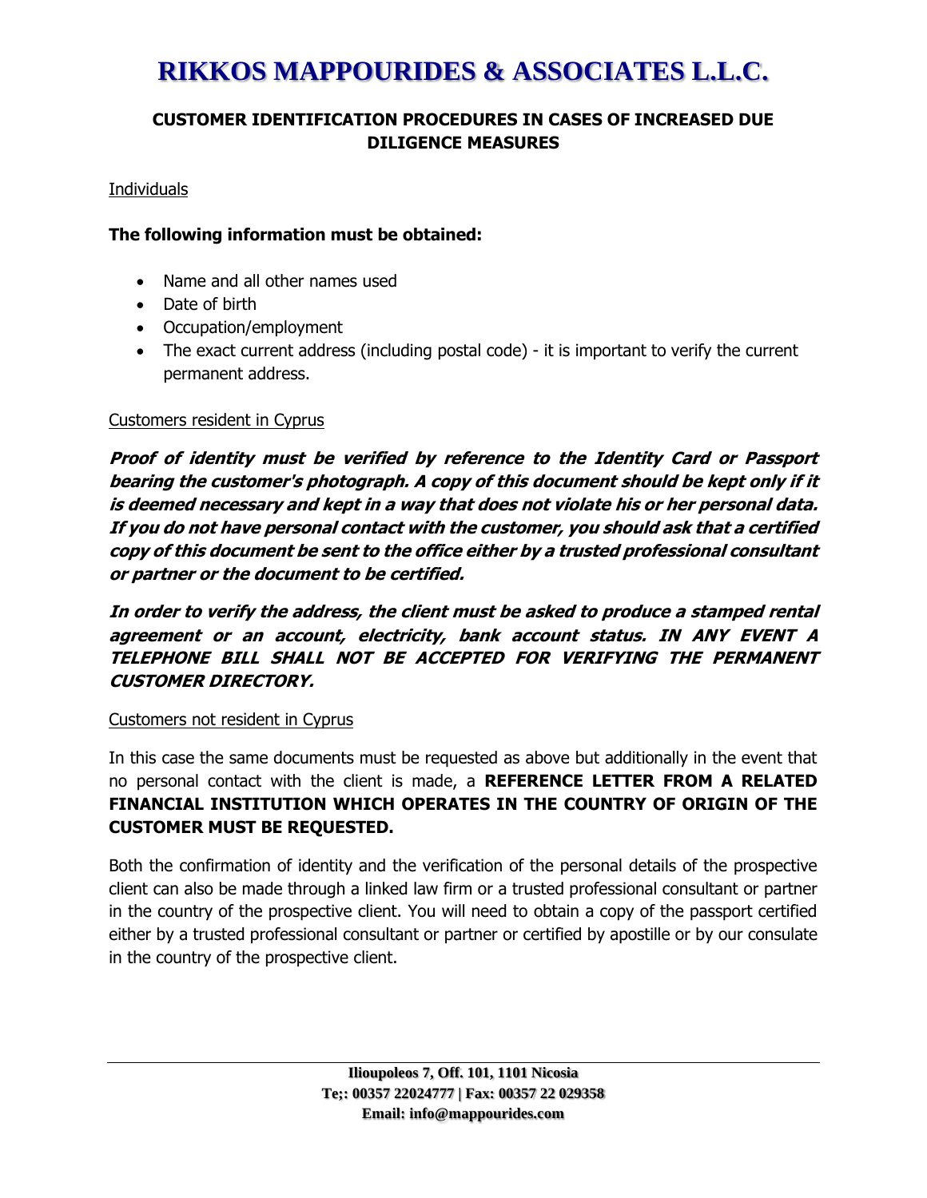# RIKKOS MAPPOURIDES & ASSOCIATES L.L.C.

## CUSTOMER IDENTIFICATION PROCEDURES IN CASES OF INCREASED DUE DILIGENCE MEASURES

Individuals

**The following information must be obtained:**

- Name and all other names used
- Date of birth
- Occupation/employment
- The exact current address (including postal code) - it is important to verify the current permanent address.

Customers resident in Cyprus

***Proof of identity must be verified by reference to the Identity Card or Passport bearing the customer's photograph. A copy of this document should be kept only if it is deemed necessary and kept in a way that does not violate his or her personal data. If you do not have personal contact with the customer, you should ask that a certified copy of this document be sent to the office either by a trusted professional consultant or partner or the document to be certified.***

***In order to verify the address, the client must be asked to produce a stamped rental agreement or an account, electricity, bank account status. IN ANY EVENT A TELEPHONE BILL SHALL NOT BE ACCEPTED FOR VERIFYING THE PERMANENT CUSTOMER DIRECTORY.***

Customers not resident in Cyprus

In this case the same documents must be requested as above but additionally in the event that no personal contact with the client is made, a **REFERENCE LETTER FROM A RELATED FINANCIAL INSTITUTION WHICH OPERATES IN THE COUNTRY OF ORIGIN OF THE CUSTOMER MUST BE REQUESTED.**

Both the confirmation of identity and the verification of the personal details of the prospective client can also be made through a linked law firm or a trusted professional consultant or partner in the country of the prospective client. You will need to obtain a copy of the passport certified either by a trusted professional consultant or partner or certified by apostille or by our consulate in the country of the prospective client.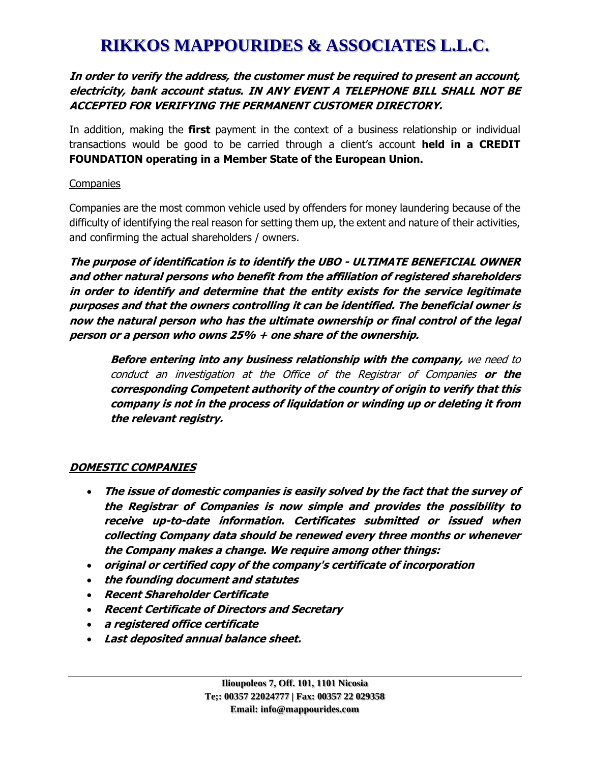***In order to verify the address, the customer must be required to present an account, electricity, bank account status. IN ANY EVENT A TELEPHONE BILL SHALL NOT BE ACCEPTED FOR VERIFYING THE PERMANENT CUSTOMER DIRECTORY.***

In addition, making the **first** payment in the context of a business relationship or individual transactions would be good to be carried through a client's account **held in a CREDIT FOUNDATION operating in a Member State of the European Union.**

Companies

Companies are the most common vehicle used by offenders for money laundering because of the difficulty of identifying the real reason for setting them up, the extent and nature of their activities, and confirming the actual shareholders / owners.

***The purpose of identification is to identify the UBO - ULTIMATE BENEFICIAL OWNER and other natural persons who benefit from the affiliation of registered shareholders in order to identify and determine that the entity exists for the service legitimate purposes and that the owners controlling it can be identified. The beneficial owner is now the natural person who has the ultimate ownership or final control of the legal person or a person who owns 25% + one share of the ownership.***

> ***Before entering into any business relationship with the company,*** *we need to conduct an investigation at the Office of the Registrar of Companies* ***or the corresponding Competent authority of the country of origin to verify that this company is not in the process of liquidation or winding up or deleting it from the relevant registry.***

***DOMESTIC COMPANIES***

- ***The issue of domestic companies is easily solved by the fact that the survey of the Registrar of Companies is now simple and provides the possibility to receive up-to-date information. Certificates submitted or issued when collecting Company data should be renewed every three months or whenever the Company makes a change. We require among other things:***
- ***original or certified copy of the company's certificate of incorporation***
- ***the founding document and statutes***
- ***Recent Shareholder Certificate***
- ***Recent Certificate of Directors and Secretary***
- ***a registered office certificate***
- ***Last deposited annual balance sheet.***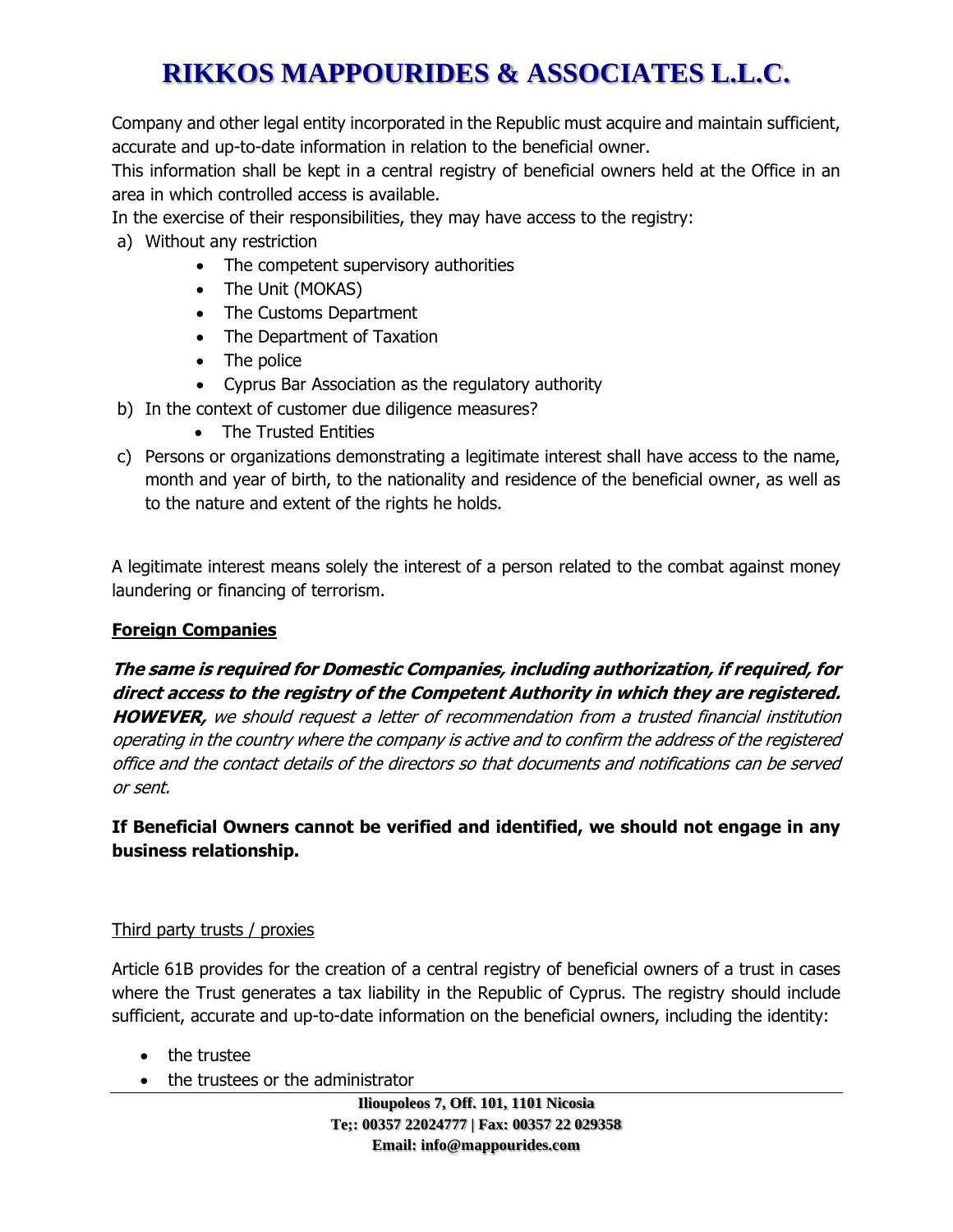Company and other legal entity incorporated in the Republic must acquire and maintain sufficient, accurate and up-to-date information in relation to the beneficial owner.

This information shall be kept in a central registry of beneficial owners held at the Office in an area in which controlled access is available.

In the exercise of their responsibilities, they may have access to the registry:

a) Without any restriction
    - The competent supervisory authorities
    - The Unit (MOKAS)
    - The Customs Department
    - The Department of Taxation
    - The police
    - Cyprus Bar Association as the regulatory authority
b) In the context of customer due diligence measures?
    - The Trusted Entities
c) Persons or organizations demonstrating a legitimate interest shall have access to the name, month and year of birth, to the nationality and residence of the beneficial owner, as well as to the nature and extent of the rights he holds.

A legitimate interest means solely the interest of a person related to the combat against money laundering or financing of terrorism.

**Foreign Companies**

***The same is required for Domestic Companies, including authorization, if required, for direct access to the registry of the Competent Authority in which they are registered. HOWEVER,*** *we should request a letter of recommendation from a trusted financial institution operating in the country where the company is active and to confirm the address of the registered office and the contact details of the directors so that documents and notifications can be served or sent.*

**If Beneficial Owners cannot be verified and identified, we should not engage in any business relationship.**

Third party trusts / proxies

Article 61B provides for the creation of a central registry of beneficial owners of a trust in cases where the Trust generates a tax liability in the Republic of Cyprus. The registry should include sufficient, accurate and up-to-date information on the beneficial owners, including the identity:

- the trustee
- the trustees or the administrator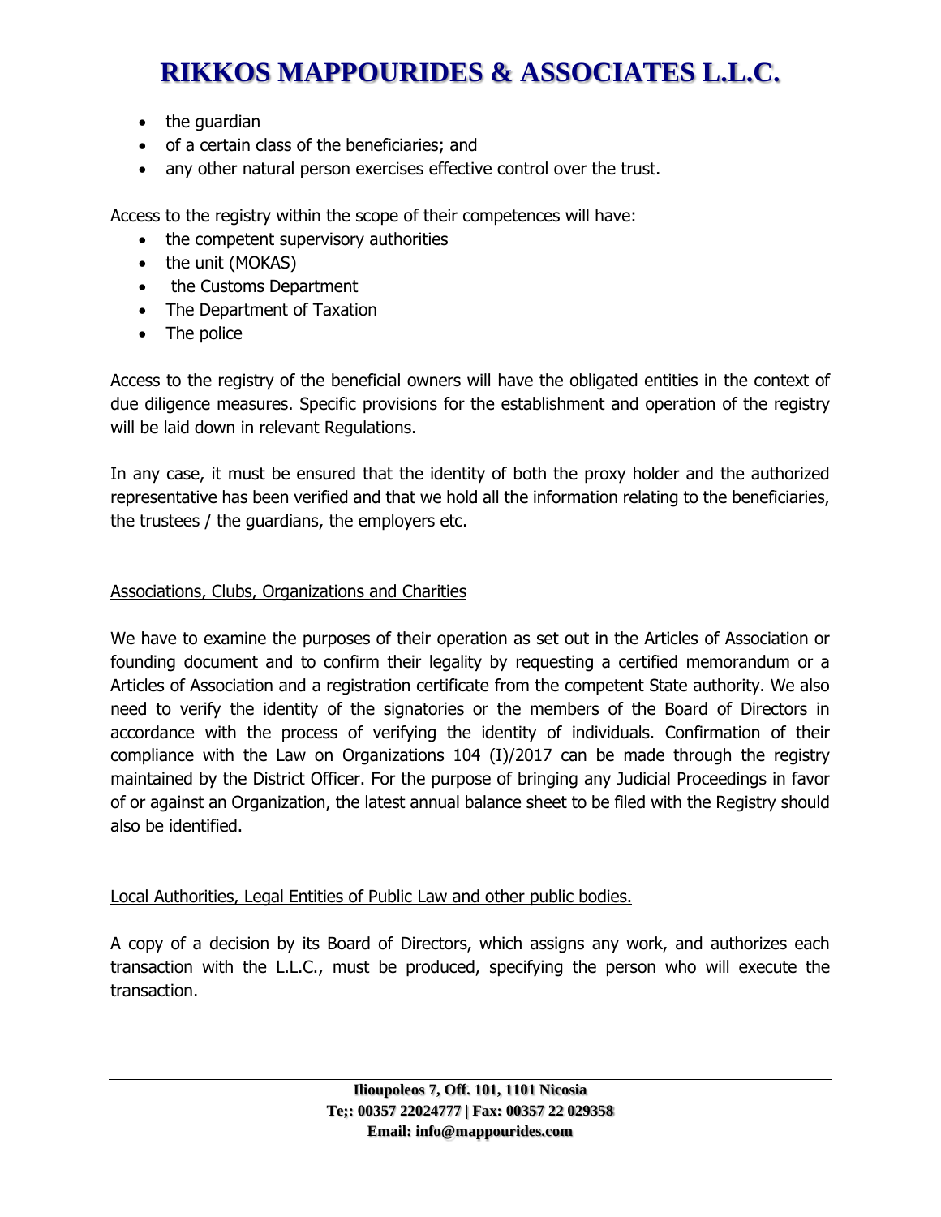- the guardian
- of a certain class of the beneficiaries; and
- any other natural person exercises effective control over the trust.

Access to the registry within the scope of their competences will have:

- the competent supervisory authorities
- the unit (MOKAS)
- the Customs Department
- The Department of Taxation
- The police

Access to the registry of the beneficial owners will have the obligated entities in the context of due diligence measures. Specific provisions for the establishment and operation of the registry will be laid down in relevant Regulations.

In any case, it must be ensured that the identity of both the proxy holder and the authorized representative has been verified and that we hold all the information relating to the beneficiaries, the trustees / the guardians, the employers etc.

<u>Associations, Clubs, Organizations and Charities</u>

We have to examine the purposes of their operation as set out in the Articles of Association or founding document and to confirm their legality by requesting a certified memorandum or a Articles of Association and a registration certificate from the competent State authority. We also need to verify the identity of the signatories or the members of the Board of Directors in accordance with the process of verifying the identity of individuals. Confirmation of their compliance with the Law on Organizations 104 (I)/2017 can be made through the registry maintained by the District Officer. For the purpose of bringing any Judicial Proceedings in favor of or against an Organization, the latest annual balance sheet to be filed with the Registry should also be identified.

<u>Local Authorities, Legal Entities of Public Law and other public bodies.</u>

A copy of a decision by its Board of Directors, which assigns any work, and authorizes each transaction with the L.L.C., must be produced, specifying the person who will execute the transaction.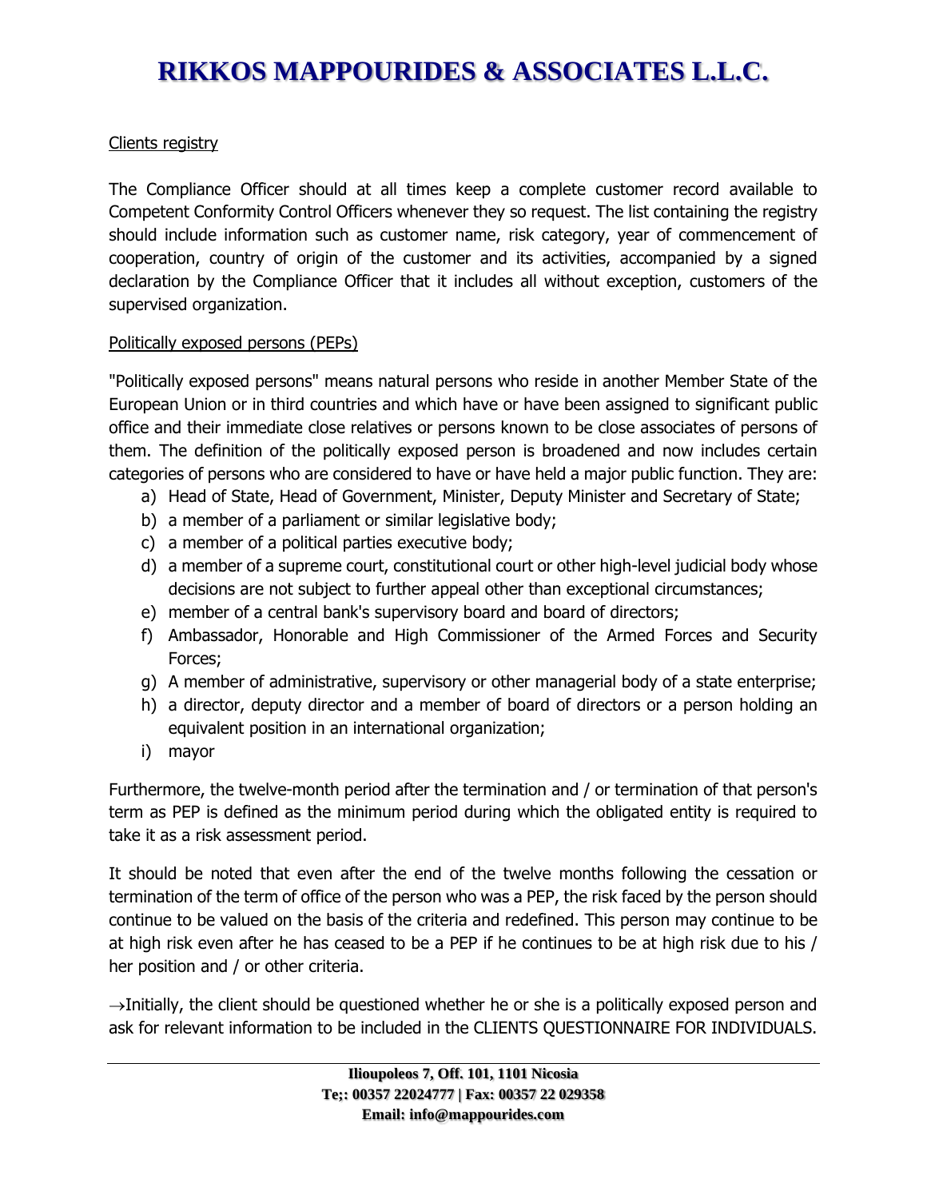Clients registry

The Compliance Officer should at all times keep a complete customer record available to Competent Conformity Control Officers whenever they so request. The list containing the registry should include information such as customer name, risk category, year of commencement of cooperation, country of origin of the customer and its activities, accompanied by a signed declaration by the Compliance Officer that it includes all without exception, customers of the supervised organization.

Politically exposed persons (PEPs)

"Politically exposed persons" means natural persons who reside in another Member State of the European Union or in third countries and which have or have been assigned to significant public office and their immediate close relatives or persons known to be close associates of persons of them. The definition of the politically exposed person is broadened and now includes certain categories of persons who are considered to have or have held a major public function. They are:

a) Head of State, Head of Government, Minister, Deputy Minister and Secretary of State;
b) a member of a parliament or similar legislative body;
c) a member of a political parties executive body;
d) a member of a supreme court, constitutional court or other high-level judicial body whose decisions are not subject to further appeal other than exceptional circumstances;
e) member of a central bank's supervisory board and board of directors;
f) Ambassador, Honorable and High Commissioner of the Armed Forces and Security Forces;
g) A member of administrative, supervisory or other managerial body of a state enterprise;
h) a director, deputy director and a member of board of directors or a person holding an equivalent position in an international organization;
i) mayor

Furthermore, the twelve-month period after the termination and / or termination of that person's term as PEP is defined as the minimum period during which the obligated entity is required to take it as a risk assessment period.

It should be noted that even after the end of the twelve months following the cessation or termination of the term of office of the person who was a PEP, the risk faced by the person should continue to be valued on the basis of the criteria and redefined. This person may continue to be at high risk even after he has ceased to be a PEP if he continues to be at high risk due to his / her position and / or other criteria.

→Initially, the client should be questioned whether he or she is a politically exposed person and ask for relevant information to be included in the CLIENTS QUESTIONNAIRE FOR INDIVIDUALS.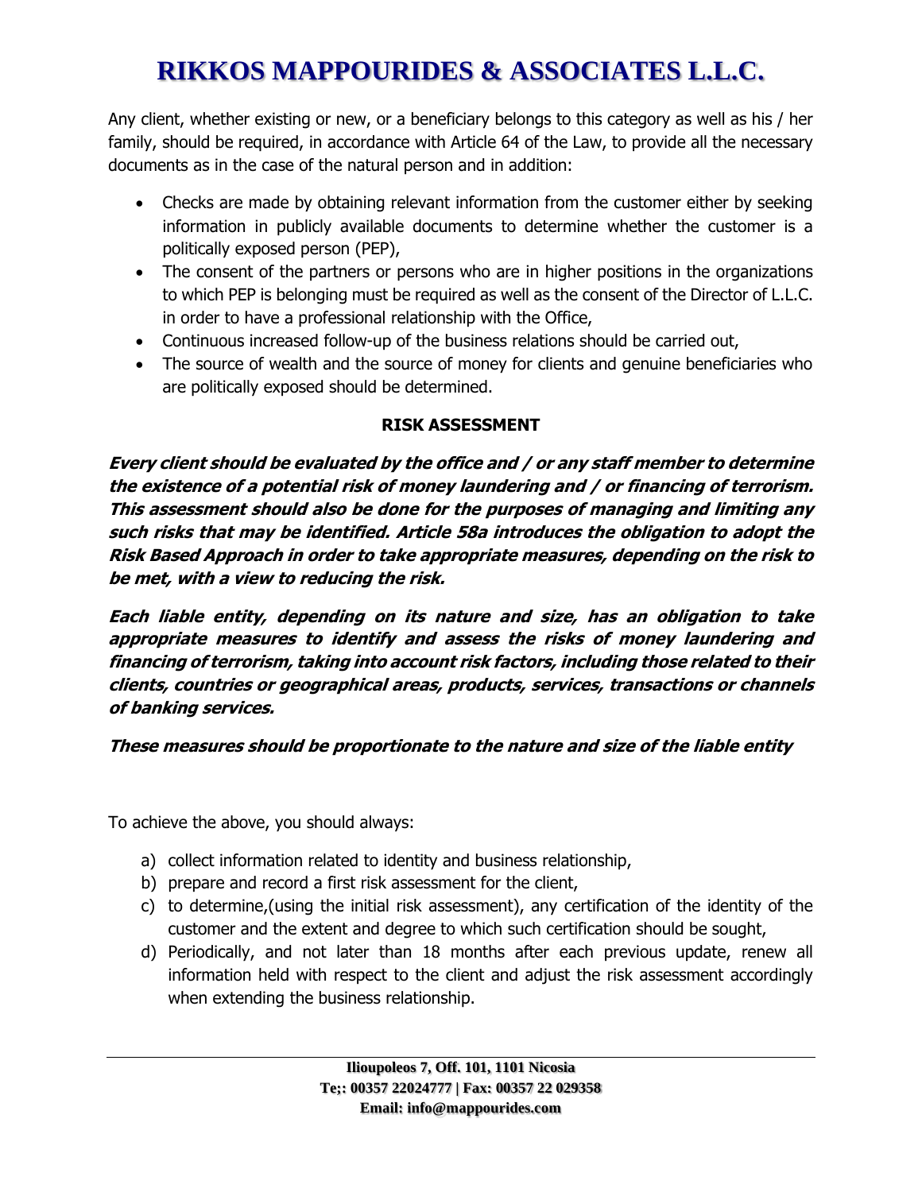Any client, whether existing or new, or a beneficiary belongs to this category as well as his / her family, should be required, in accordance with Article 64 of the Law, to provide all the necessary documents as in the case of the natural person and in addition:

- Checks are made by obtaining relevant information from the customer either by seeking information in publicly available documents to determine whether the customer is a politically exposed person (PEP),
- The consent of the partners or persons who are in higher positions in the organizations to which PEP is belonging must be required as well as the consent of the Director of L.L.C. in order to have a professional relationship with the Office,
- Continuous increased follow-up of the business relations should be carried out,
- The source of wealth and the source of money for clients and genuine beneficiaries who are politically exposed should be determined.

## RISK ASSESSMENT

***Every client should be evaluated by the office and / or any staff member to determine the existence of a potential risk of money laundering and / or financing of terrorism. This assessment should also be done for the purposes of managing and limiting any such risks that may be identified. Article 58a introduces the obligation to adopt the Risk Based Approach in order to take appropriate measures, depending on the risk to be met, with a view to reducing the risk.***

***Each liable entity, depending on its nature and size, has an obligation to take appropriate measures to identify and assess the risks of money laundering and financing of terrorism, taking into account risk factors, including those related to their clients, countries or geographical areas, products, services, transactions or channels of banking services.***

***These measures should be proportionate to the nature and size of the liable entity***

To achieve the above, you should always:

a) collect information related to identity and business relationship,
b) prepare and record a first risk assessment for the client,
c) to determine,(using the initial risk assessment), any certification of the identity of the customer and the extent and degree to which such certification should be sought,
d) Periodically, and not later than 18 months after each previous update, renew all information held with respect to the client and adjust the risk assessment accordingly when extending the business relationship.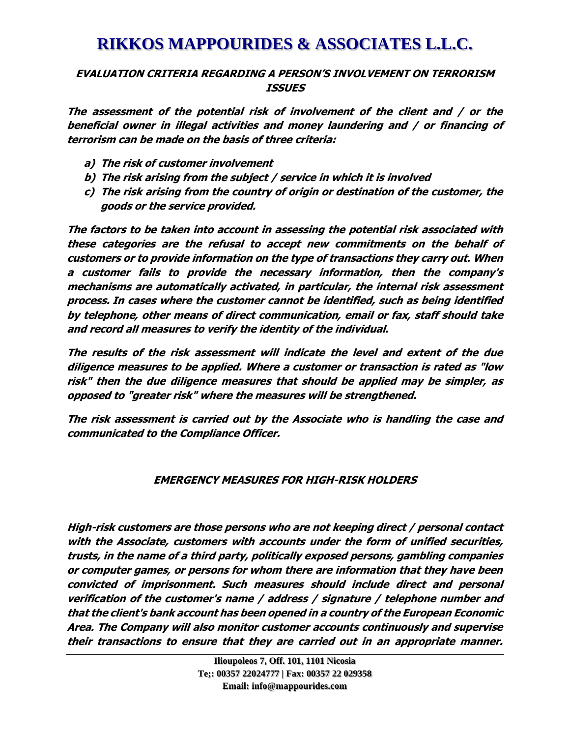### EVALUATION CRITERIA REGARDING A PERSON'S INVOLVEMENT ON TERRORISM ISSUES

***The assessment of the potential risk of involvement of the client and / or the beneficial owner in illegal activities and money laundering and / or financing of terrorism can be made on the basis of three criteria:***

- ***a) The risk of customer involvement***
- ***b) The risk arising from the subject / service in which it is involved***
- ***c) The risk arising from the country of origin or destination of the customer, the goods or the service provided.***

***The factors to be taken into account in assessing the potential risk associated with these categories are the refusal to accept new commitments on the behalf of customers or to provide information on the type of transactions they carry out. When a customer fails to provide the necessary information, then the company's mechanisms are automatically activated, in particular, the internal risk assessment process. In cases where the customer cannot be identified, such as being identified by telephone, other means of direct communication, email or fax, staff should take and record all measures to verify the identity of the individual.***

***The results of the risk assessment will indicate the level and extent of the due diligence measures to be applied. Where a customer or transaction is rated as "low risk" then the due diligence measures that should be applied may be simpler, as opposed to "greater risk" where the measures will be strengthened.***

***The risk assessment is carried out by the Associate who is handling the case and communicated to the Compliance Officer.***

### EMERGENCY MEASURES FOR HIGH-RISK HOLDERS

***High-risk customers are those persons who are not keeping direct / personal contact with the Associate, customers with accounts under the form of unified securities, trusts, in the name of a third party, politically exposed persons, gambling companies or computer games, or persons for whom there are information that they have been convicted of imprisonment. Such measures should include direct and personal verification of the customer's name / address / signature / telephone number and that the client's bank account has been opened in a country of the European Economic Area. The Company will also monitor customer accounts continuously and supervise their transactions to ensure that they are carried out in an appropriate manner.***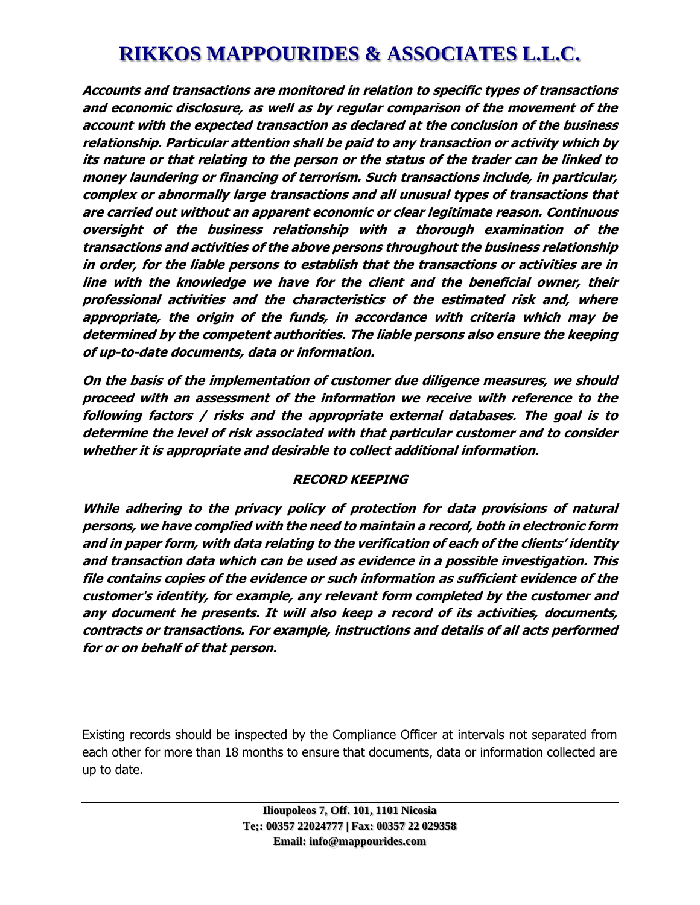***Accounts and transactions are monitored in relation to specific types of transactions and economic disclosure, as well as by regular comparison of the movement of the account with the expected transaction as declared at the conclusion of the business relationship. Particular attention shall be paid to any transaction or activity which by its nature or that relating to the person or the status of the trader can be linked to money laundering or financing of terrorism. Such transactions include, in particular, complex or abnormally large transactions and all unusual types of transactions that are carried out without an apparent economic or clear legitimate reason. Continuous oversight of the business relationship with a thorough examination of the transactions and activities of the above persons throughout the business relationship in order, for the liable persons to establish that the transactions or activities are in line with the knowledge we have for the client and the beneficial owner, their professional activities and the characteristics of the estimated risk and, where appropriate, the origin of the funds, in accordance with criteria which may be determined by the competent authorities. The liable persons also ensure the keeping of up-to-date documents, data or information.***

***On the basis of the implementation of customer due diligence measures, we should proceed with an assessment of the information we receive with reference to the following factors / risks and the appropriate external databases. The goal is to determine the level of risk associated with that particular customer and to consider whether it is appropriate and desirable to collect additional information.***

## ***RECORD KEEPING***

***While adhering to the privacy policy of protection for data provisions of natural persons, we have complied with the need to maintain a record, both in electronic form and in paper form, with data relating to the verification of each of the clients' identity and transaction data which can be used as evidence in a possible investigation. This file contains copies of the evidence or such information as sufficient evidence of the customer's identity, for example, any relevant form completed by the customer and any document he presents. It will also keep a record of its activities, documents, contracts or transactions. For example, instructions and details of all acts performed for or on behalf of that person.***

Existing records should be inspected by the Compliance Officer at intervals not separated from each other for more than 18 months to ensure that documents, data or information collected are up to date.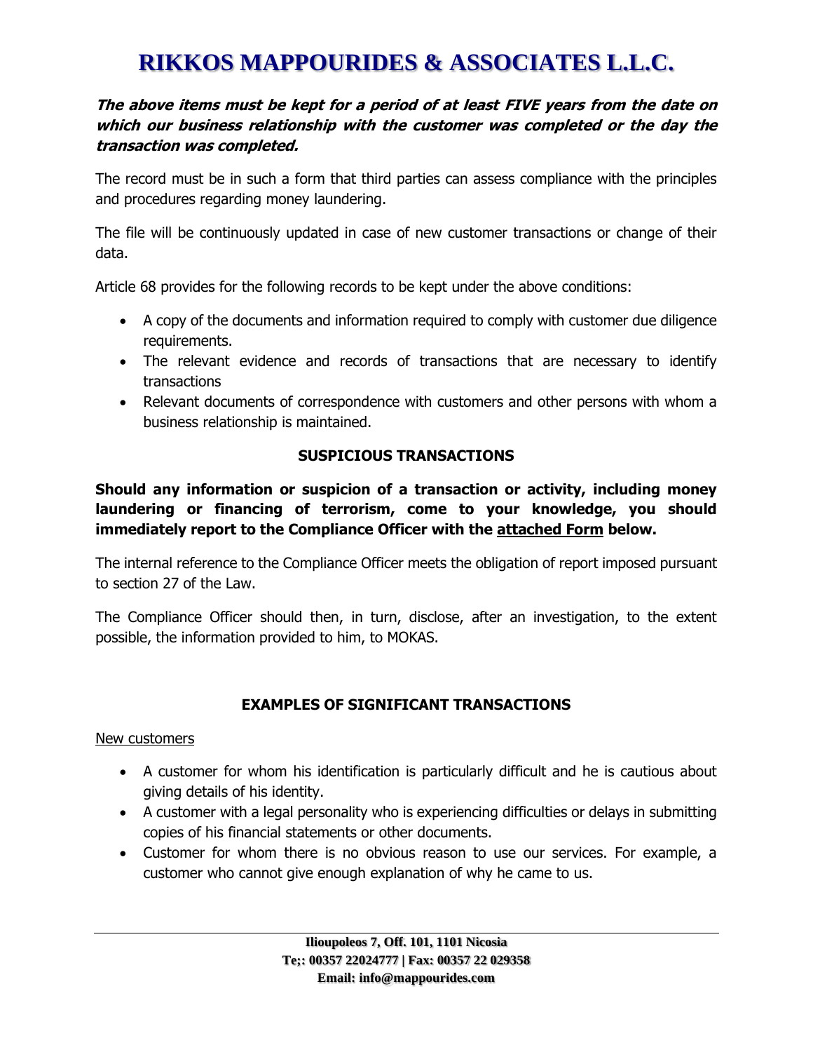***The above items must be kept for a period of at least FIVE years from the date on which our business relationship with the customer was completed or the day the transaction was completed.***

The record must be in such a form that third parties can assess compliance with the principles and procedures regarding money laundering.

The file will be continuously updated in case of new customer transactions or change of their data.

Article 68 provides for the following records to be kept under the above conditions:

- A copy of the documents and information required to comply with customer due diligence requirements.
- The relevant evidence and records of transactions that are necessary to identify transactions
- Relevant documents of correspondence with customers and other persons with whom a business relationship is maintained.

## SUSPICIOUS TRANSACTIONS

**Should any information or suspicion of a transaction or activity, including money laundering or financing of terrorism, come to your knowledge, you should immediately report to the Compliance Officer with the attached Form below.**

The internal reference to the Compliance Officer meets the obligation of report imposed pursuant to section 27 of the Law.

The Compliance Officer should then, in turn, disclose, after an investigation, to the extent possible, the information provided to him, to MOKAS.

## EXAMPLES OF SIGNIFICANT TRANSACTIONS

New customers

- A customer for whom his identification is particularly difficult and he is cautious about giving details of his identity.
- A customer with a legal personality who is experiencing difficulties or delays in submitting copies of his financial statements or other documents.
- Customer for whom there is no obvious reason to use our services. For example, a customer who cannot give enough explanation of why he came to us.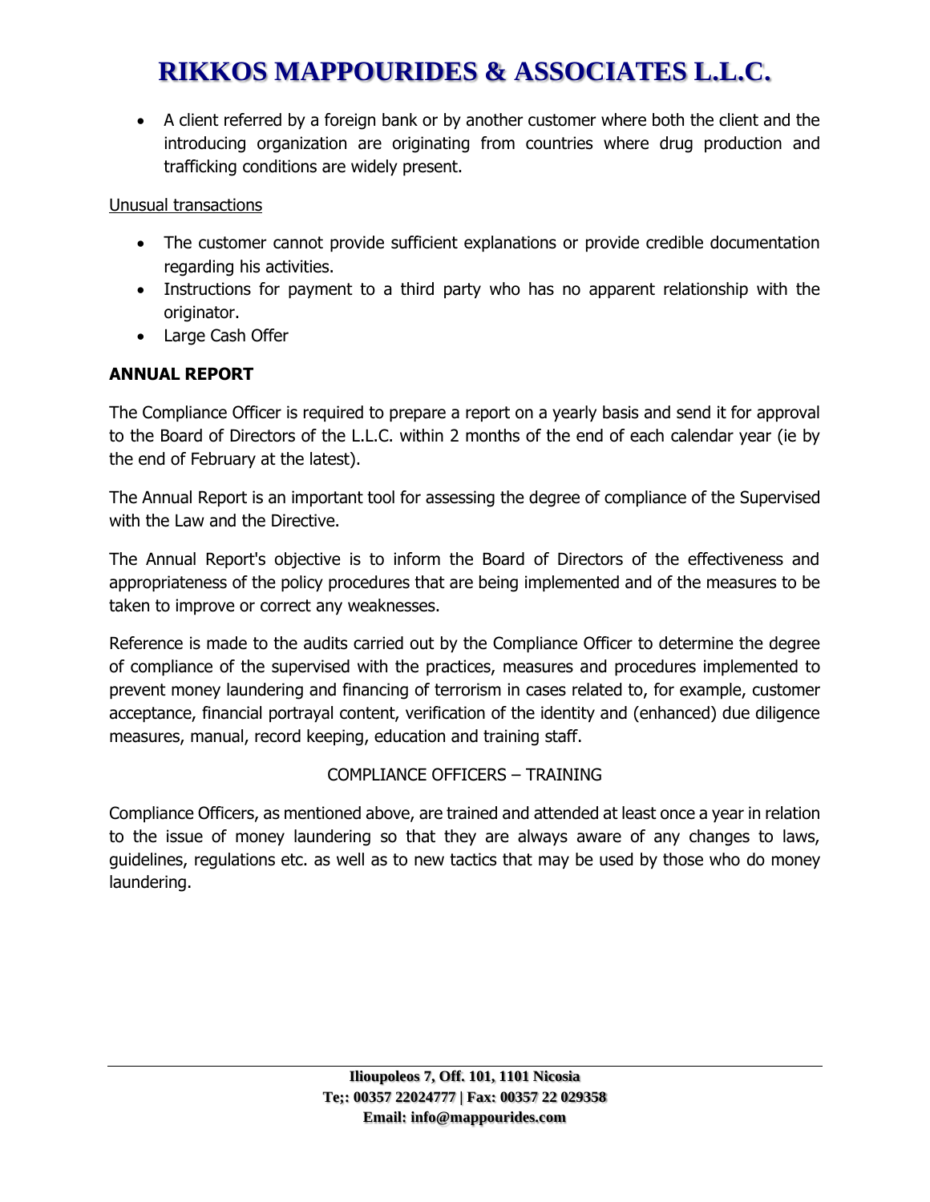- A client referred by a foreign bank or by another customer where both the client and the introducing organization are originating from countries where drug production and trafficking conditions are widely present.

Unusual transactions

- The customer cannot provide sufficient explanations or provide credible documentation regarding his activities.
- Instructions for payment to a third party who has no apparent relationship with the originator.
- Large Cash Offer

**ANNUAL REPORT**

The Compliance Officer is required to prepare a report on a yearly basis and send it for approval to the Board of Directors of the L.L.C. within 2 months of the end of each calendar year (ie by the end of February at the latest).

The Annual Report is an important tool for assessing the degree of compliance of the Supervised with the Law and the Directive.

The Annual Report's objective is to inform the Board of Directors of the effectiveness and appropriateness of the policy procedures that are being implemented and of the measures to be taken to improve or correct any weaknesses.

Reference is made to the audits carried out by the Compliance Officer to determine the degree of compliance of the supervised with the practices, measures and procedures implemented to prevent money laundering and financing of terrorism in cases related to, for example, customer acceptance, financial portrayal content, verification of the identity and (enhanced) due diligence measures, manual, record keeping, education and training staff.

COMPLIANCE OFFICERS – TRAINING

Compliance Officers, as mentioned above, are trained and attended at least once a year in relation to the issue of money laundering so that they are always aware of any changes to laws, guidelines, regulations etc. as well as to new tactics that may be used by those who do money laundering.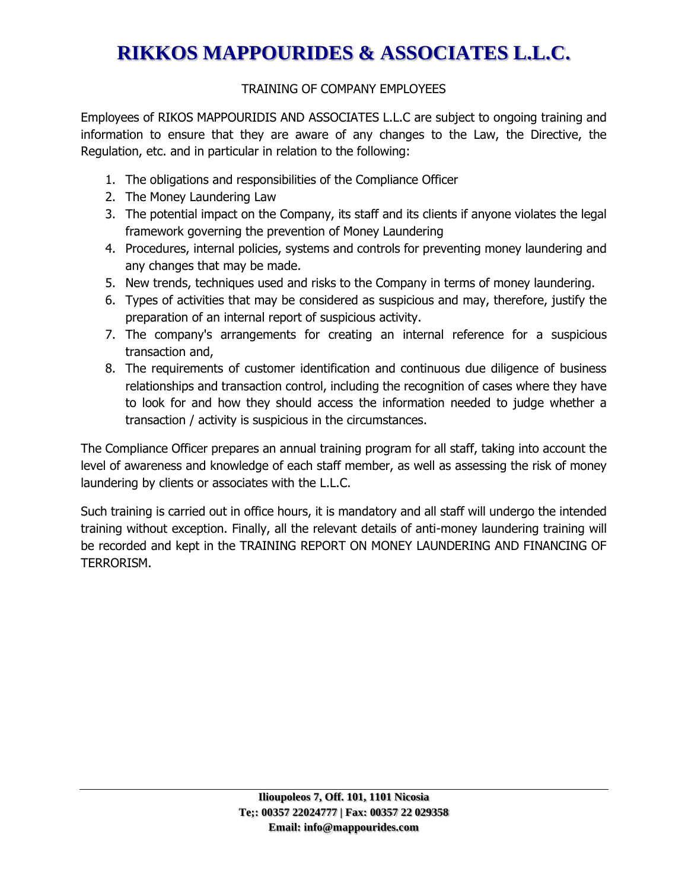TRAINING OF COMPANY EMPLOYEES

Employees of RIKOS MAPPOURIDIS AND ASSOCIATES L.L.C are subject to ongoing training and information to ensure that they are aware of any changes to the Law, the Directive, the Regulation, etc. and in particular in relation to the following:

1. The obligations and responsibilities of the Compliance Officer
2. The Money Laundering Law
3. The potential impact on the Company, its staff and its clients if anyone violates the legal framework governing the prevention of Money Laundering
4. Procedures, internal policies, systems and controls for preventing money laundering and any changes that may be made.
5. New trends, techniques used and risks to the Company in terms of money laundering.
6. Types of activities that may be considered as suspicious and may, therefore, justify the preparation of an internal report of suspicious activity.
7. The company's arrangements for creating an internal reference for a suspicious transaction and,
8. The requirements of customer identification and continuous due diligence of business relationships and transaction control, including the recognition of cases where they have to look for and how they should access the information needed to judge whether a transaction / activity is suspicious in the circumstances.

The Compliance Officer prepares an annual training program for all staff, taking into account the level of awareness and knowledge of each staff member, as well as assessing the risk of money laundering by clients or associates with the L.L.C.

Such training is carried out in office hours, it is mandatory and all staff will undergo the intended training without exception. Finally, all the relevant details of anti-money laundering training will be recorded and kept in the TRAINING REPORT ON MONEY LAUNDERING AND FINANCING OF TERRORISM.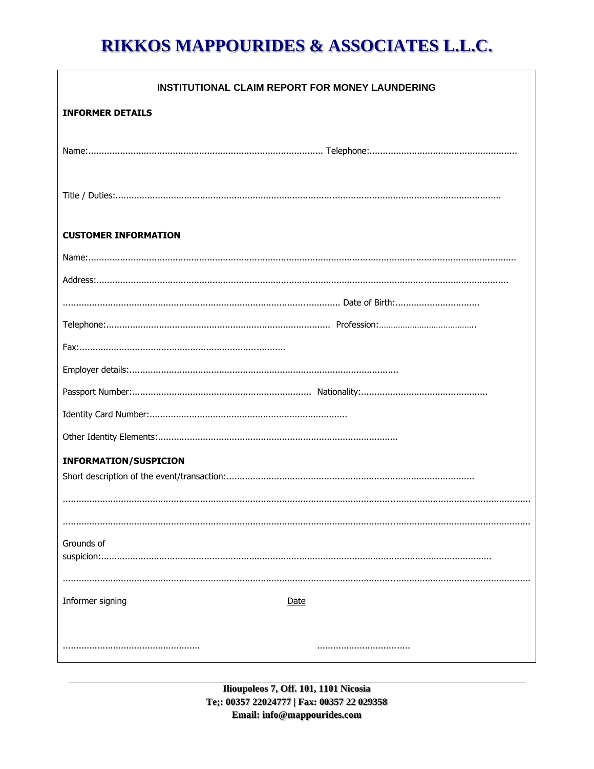# RIKKOS MAPPOURIDES & ASSOCIATES L.L.C.

## INSTITUTIONAL CLAIM REPORT FOR MONEY LAUNDERING

**INFORMER DETAILS**

Name:........................................................................................ Telephone:.......................................................

Title / Duties:..............................................................................................................................................

**CUSTOMER INFORMATION**

Name:.............................................................................................................................................................

Address:........................................................................................................................................................

...................................................................................................... Date of Birth:................................

Telephone:.................................................................................... Profession:........................................

Fax:.............................................................................

Employer details:.....................................................................................................

Passport Number:................................................................... Nationality:...............................................

Identity Card Number:..........................................................................

Other Identity Elements:..........................................................................................

**INFORMATION/SUSPICION**

Short description of the event/transaction:...........................................................................................

.................................................................................................................................................................

.................................................................................................................................................................

Grounds of suspicion:.................................................................................................................................

.................................................................................................................................................................

Informer signing Date

................................................... ...................................

Ilioupoleos 7, Off. 101, 1101 Nicosia
Te;: 00357 22024777 | Fax: 00357 22 029358
Email: info@mappourides.com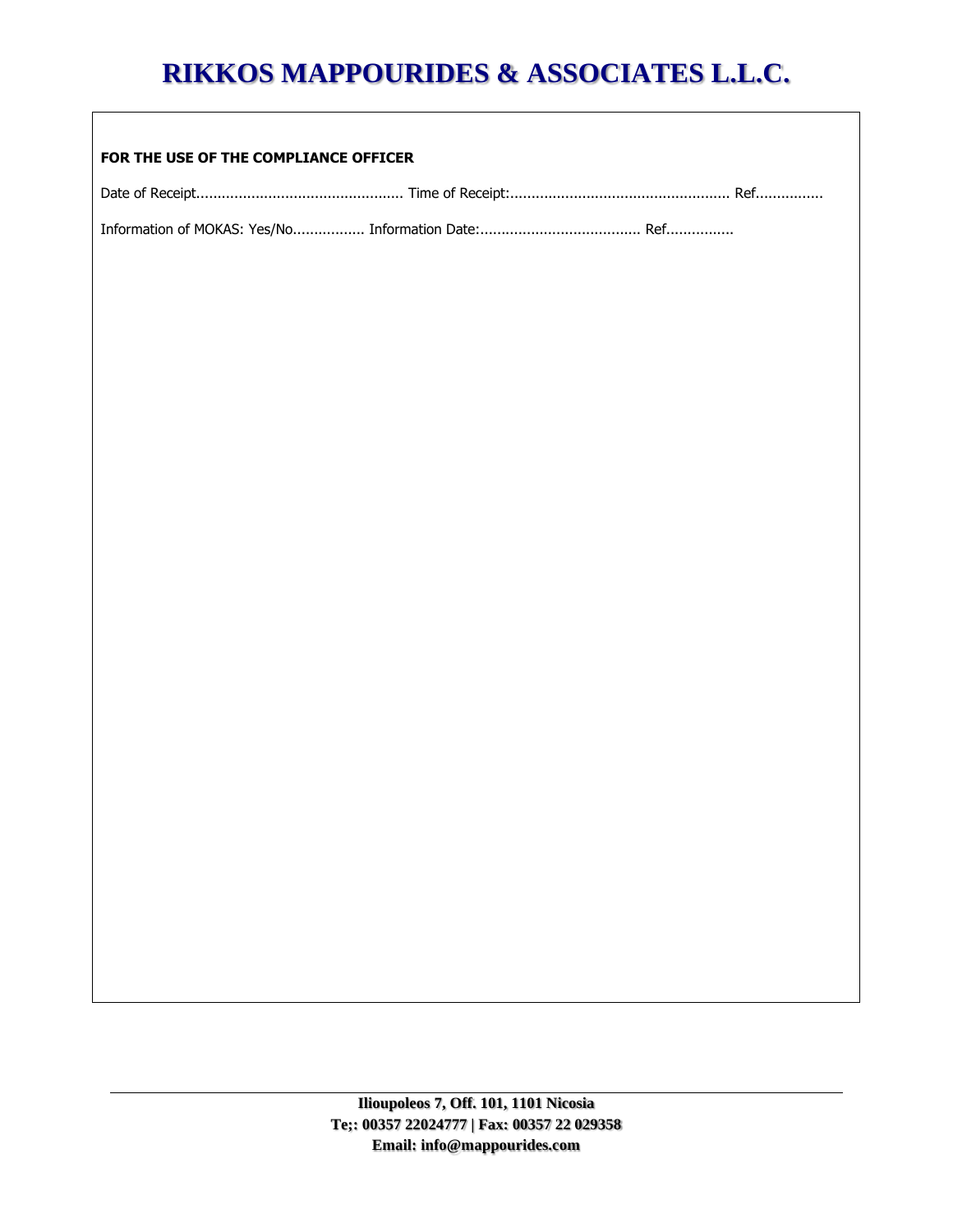# RIKKOS MAPPOURIDES & ASSOCIATES L.L.C.

**FOR THE USE OF THE COMPLIANCE OFFICER**

Date of Receipt................................................ Time of Receipt:.................................................... Ref................

Information of MOKAS: Yes/No................ Information Date:...................................... Ref................

**Ilioupoleos 7, Off. 101, 1101 Nicosia**
**Te;: 00357 22024777 | Fax: 00357 22 029358**
**Email: info@mappourides.com**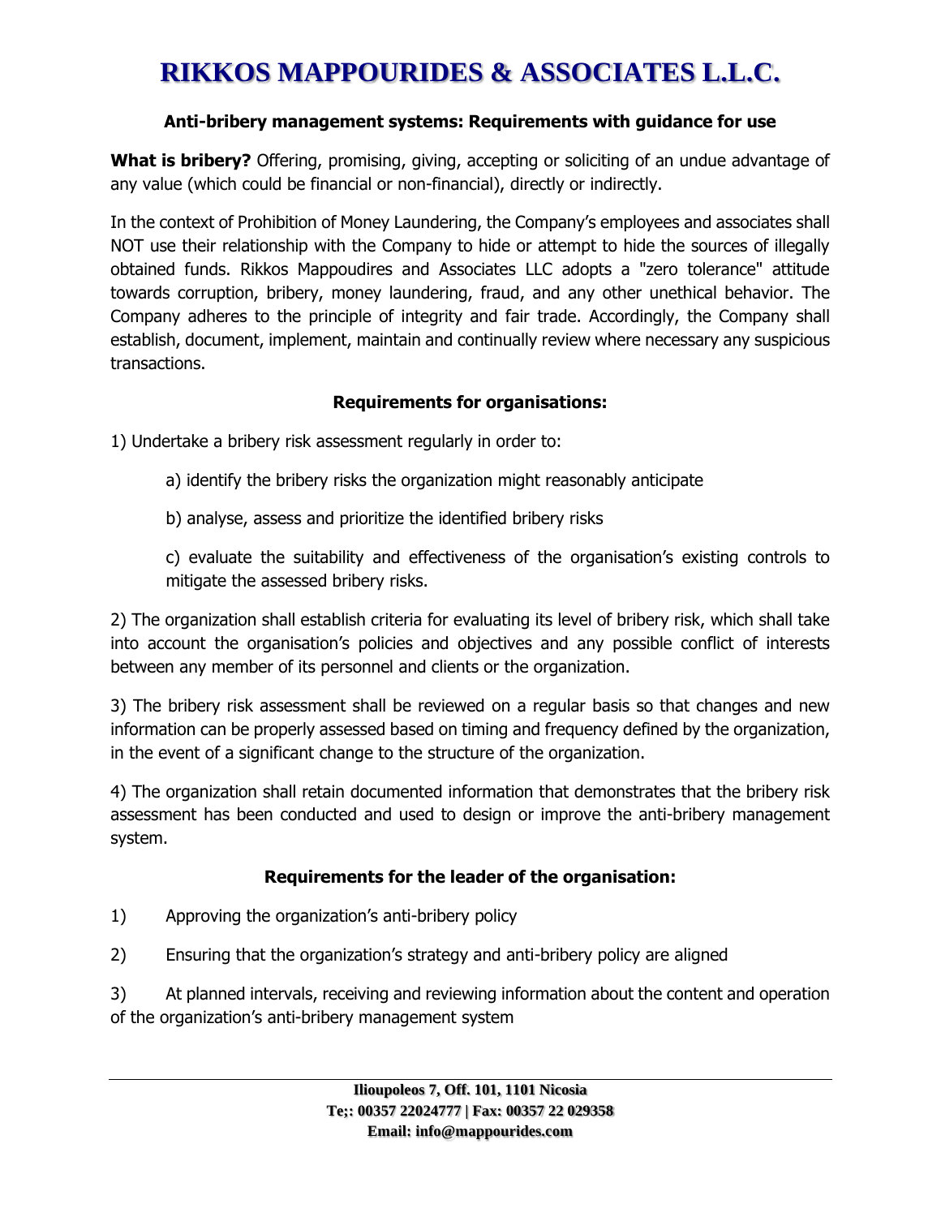# RIKKOS MAPPOURIDES & ASSOCIATES L.L.C.

**Anti-bribery management systems: Requirements with guidance for use**

**What is bribery?** Offering, promising, giving, accepting or soliciting of an undue advantage of any value (which could be financial or non-financial), directly or indirectly.

In the context of Prohibition of Money Laundering, the Company's employees and associates shall NOT use their relationship with the Company to hide or attempt to hide the sources of illegally obtained funds. Rikkos Mappoudires and Associates LLC adopts a "zero tolerance" attitude towards corruption, bribery, money laundering, fraud, and any other unethical behavior. The Company adheres to the principle of integrity and fair trade. Accordingly, the Company shall establish, document, implement, maintain and continually review where necessary any suspicious transactions.

**Requirements for organisations:**

1) Undertake a bribery risk assessment regularly in order to:

   a) identify the bribery risks the organization might reasonably anticipate

   b) analyse, assess and prioritize the identified bribery risks

   c) evaluate the suitability and effectiveness of the organisation's existing controls to mitigate the assessed bribery risks.

2) The organization shall establish criteria for evaluating its level of bribery risk, which shall take into account the organisation's policies and objectives and any possible conflict of interests between any member of its personnel and clients or the organization.

3) The bribery risk assessment shall be reviewed on a regular basis so that changes and new information can be properly assessed based on timing and frequency defined by the organization, in the event of a significant change to the structure of the organization.

4) The organization shall retain documented information that demonstrates that the bribery risk assessment has been conducted and used to design or improve the anti-bribery management system.

**Requirements for the leader of the organisation:**

1) Approving the organization's anti-bribery policy

2) Ensuring that the organization's strategy and anti-bribery policy are aligned

3) At planned intervals, receiving and reviewing information about the content and operation of the organization's anti-bribery management system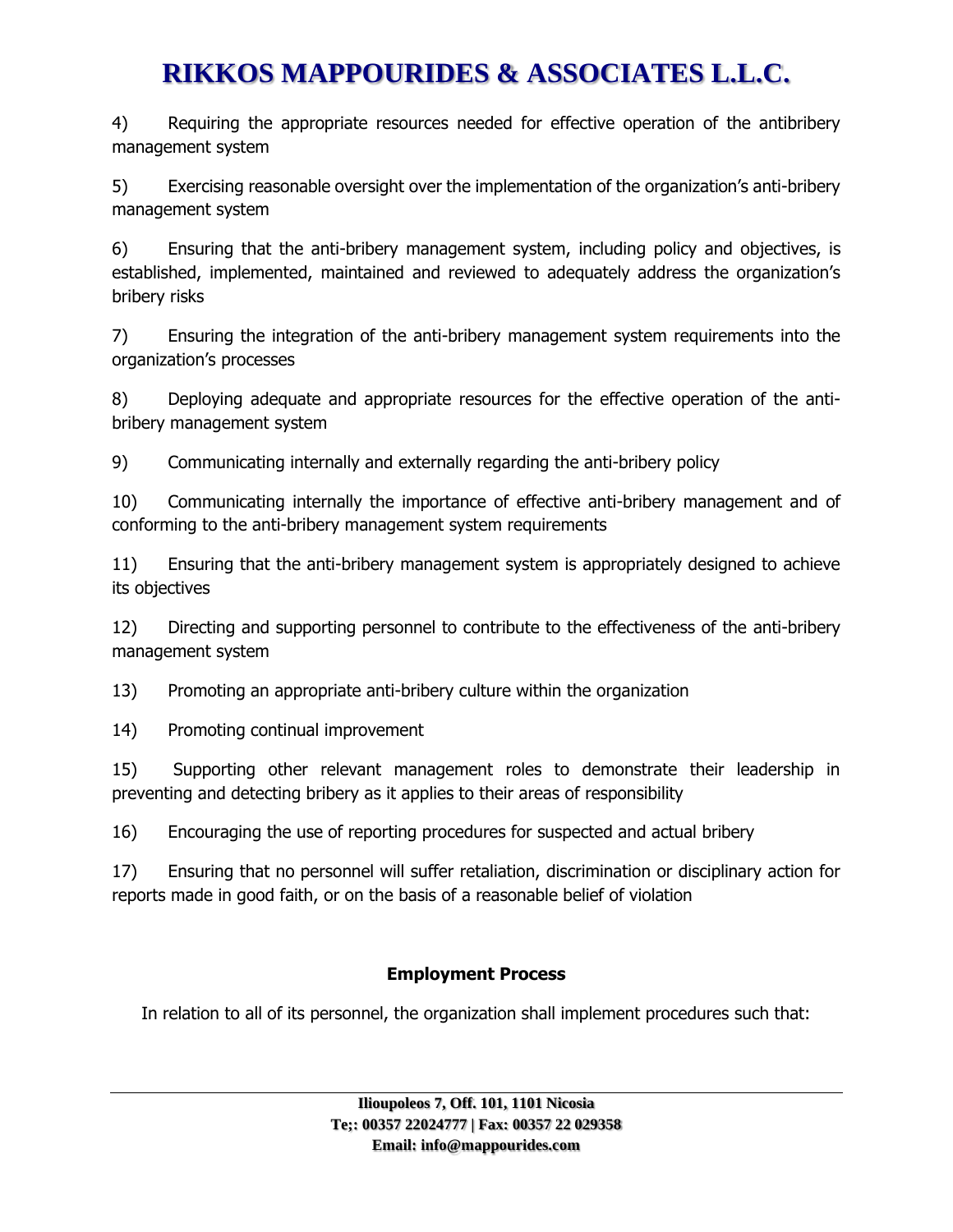4) Requiring the appropriate resources needed for effective operation of the antibribery management system

5) Exercising reasonable oversight over the implementation of the organization's anti-bribery management system

6) Ensuring that the anti-bribery management system, including policy and objectives, is established, implemented, maintained and reviewed to adequately address the organization's bribery risks

7) Ensuring the integration of the anti-bribery management system requirements into the organization's processes

8) Deploying adequate and appropriate resources for the effective operation of the anti-bribery management system

9) Communicating internally and externally regarding the anti-bribery policy

10) Communicating internally the importance of effective anti-bribery management and of conforming to the anti-bribery management system requirements

11) Ensuring that the anti-bribery management system is appropriately designed to achieve its objectives

12) Directing and supporting personnel to contribute to the effectiveness of the anti-bribery management system

13) Promoting an appropriate anti-bribery culture within the organization

14) Promoting continual improvement

15) Supporting other relevant management roles to demonstrate their leadership in preventing and detecting bribery as it applies to their areas of responsibility

16) Encouraging the use of reporting procedures for suspected and actual bribery

17) Ensuring that no personnel will suffer retaliation, discrimination or disciplinary action for reports made in good faith, or on the basis of a reasonable belief of violation

**Employment Process**

In relation to all of its personnel, the organization shall implement procedures such that: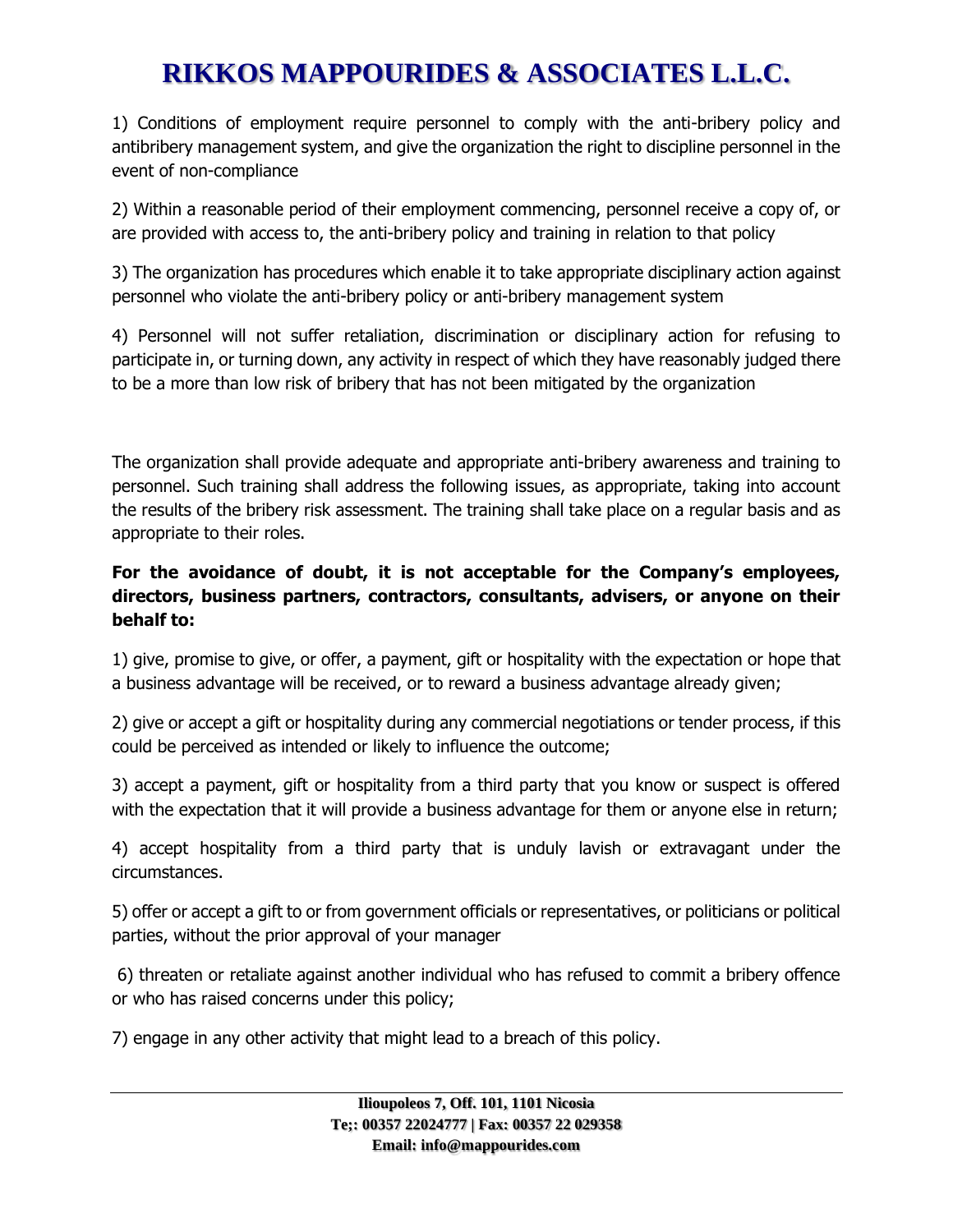1) Conditions of employment require personnel to comply with the anti-bribery policy and antibribery management system, and give the organization the right to discipline personnel in the event of non-compliance

2) Within a reasonable period of their employment commencing, personnel receive a copy of, or are provided with access to, the anti-bribery policy and training in relation to that policy

3) The organization has procedures which enable it to take appropriate disciplinary action against personnel who violate the anti-bribery policy or anti-bribery management system

4) Personnel will not suffer retaliation, discrimination or disciplinary action for refusing to participate in, or turning down, any activity in respect of which they have reasonably judged there to be a more than low risk of bribery that has not been mitigated by the organization

The organization shall provide adequate and appropriate anti-bribery awareness and training to personnel. Such training shall address the following issues, as appropriate, taking into account the results of the bribery risk assessment. The training shall take place on a regular basis and as appropriate to their roles.

**For the avoidance of doubt, it is not acceptable for the Company's employees, directors, business partners, contractors, consultants, advisers, or anyone on their behalf to:**

1) give, promise to give, or offer, a payment, gift or hospitality with the expectation or hope that a business advantage will be received, or to reward a business advantage already given;

2) give or accept a gift or hospitality during any commercial negotiations or tender process, if this could be perceived as intended or likely to influence the outcome;

3) accept a payment, gift or hospitality from a third party that you know or suspect is offered with the expectation that it will provide a business advantage for them or anyone else in return;

4) accept hospitality from a third party that is unduly lavish or extravagant under the circumstances.

5) offer or accept a gift to or from government officials or representatives, or politicians or political parties, without the prior approval of your manager

6) threaten or retaliate against another individual who has refused to commit a bribery offence or who has raised concerns under this policy;

7) engage in any other activity that might lead to a breach of this policy.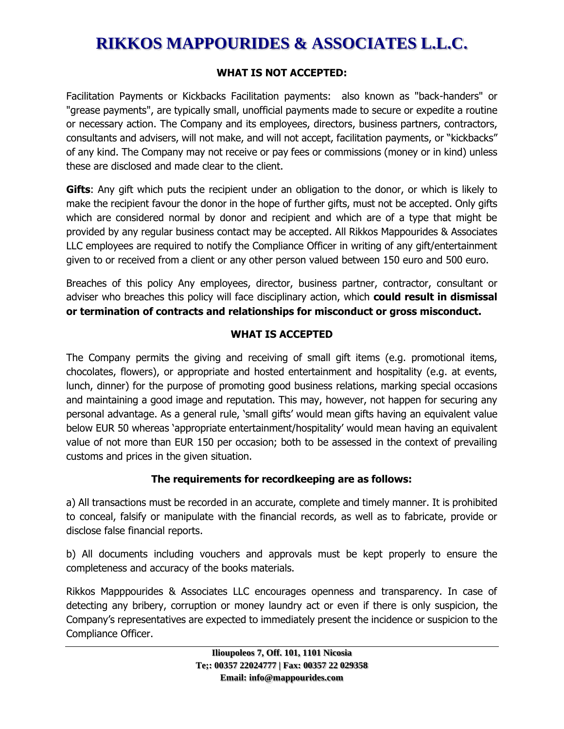## WHAT IS NOT ACCEPTED:

Facilitation Payments or Kickbacks Facilitation payments: also known as "back-handers" or "grease payments", are typically small, unofficial payments made to secure or expedite a routine or necessary action. The Company and its employees, directors, business partners, contractors, consultants and advisers, will not make, and will not accept, facilitation payments, or "kickbacks" of any kind. The Company may not receive or pay fees or commissions (money or in kind) unless these are disclosed and made clear to the client.

**Gifts**: Any gift which puts the recipient under an obligation to the donor, or which is likely to make the recipient favour the donor in the hope of further gifts, must not be accepted. Only gifts which are considered normal by donor and recipient and which are of a type that might be provided by any regular business contact may be accepted. All Rikkos Mappourides & Associates LLC employees are required to notify the Compliance Officer in writing of any gift/entertainment given to or received from a client or any other person valued between 150 euro and 500 euro.

Breaches of this policy Any employees, director, business partner, contractor, consultant or adviser who breaches this policy will face disciplinary action, which **could result in dismissal or termination of contracts and relationships for misconduct or gross misconduct.**

## WHAT IS ACCEPTED

The Company permits the giving and receiving of small gift items (e.g. promotional items, chocolates, flowers), or appropriate and hosted entertainment and hospitality (e.g. at events, lunch, dinner) for the purpose of promoting good business relations, marking special occasions and maintaining a good image and reputation. This may, however, not happen for securing any personal advantage. As a general rule, 'small gifts' would mean gifts having an equivalent value below EUR 50 whereas 'appropriate entertainment/hospitality' would mean having an equivalent value of not more than EUR 150 per occasion; both to be assessed in the context of prevailing customs and prices in the given situation.

### The requirements for recordkeeping are as follows:

a) All transactions must be recorded in an accurate, complete and timely manner. It is prohibited to conceal, falsify or manipulate with the financial records, as well as to fabricate, provide or disclose false financial reports.

b) All documents including vouchers and approvals must be kept properly to ensure the completeness and accuracy of the books materials.

Rikkos Mapppourides & Associates LLC encourages openness and transparency. In case of detecting any bribery, corruption or money laundry act or even if there is only suspicion, the Company's representatives are expected to immediately present the incidence or suspicion to the Compliance Officer.